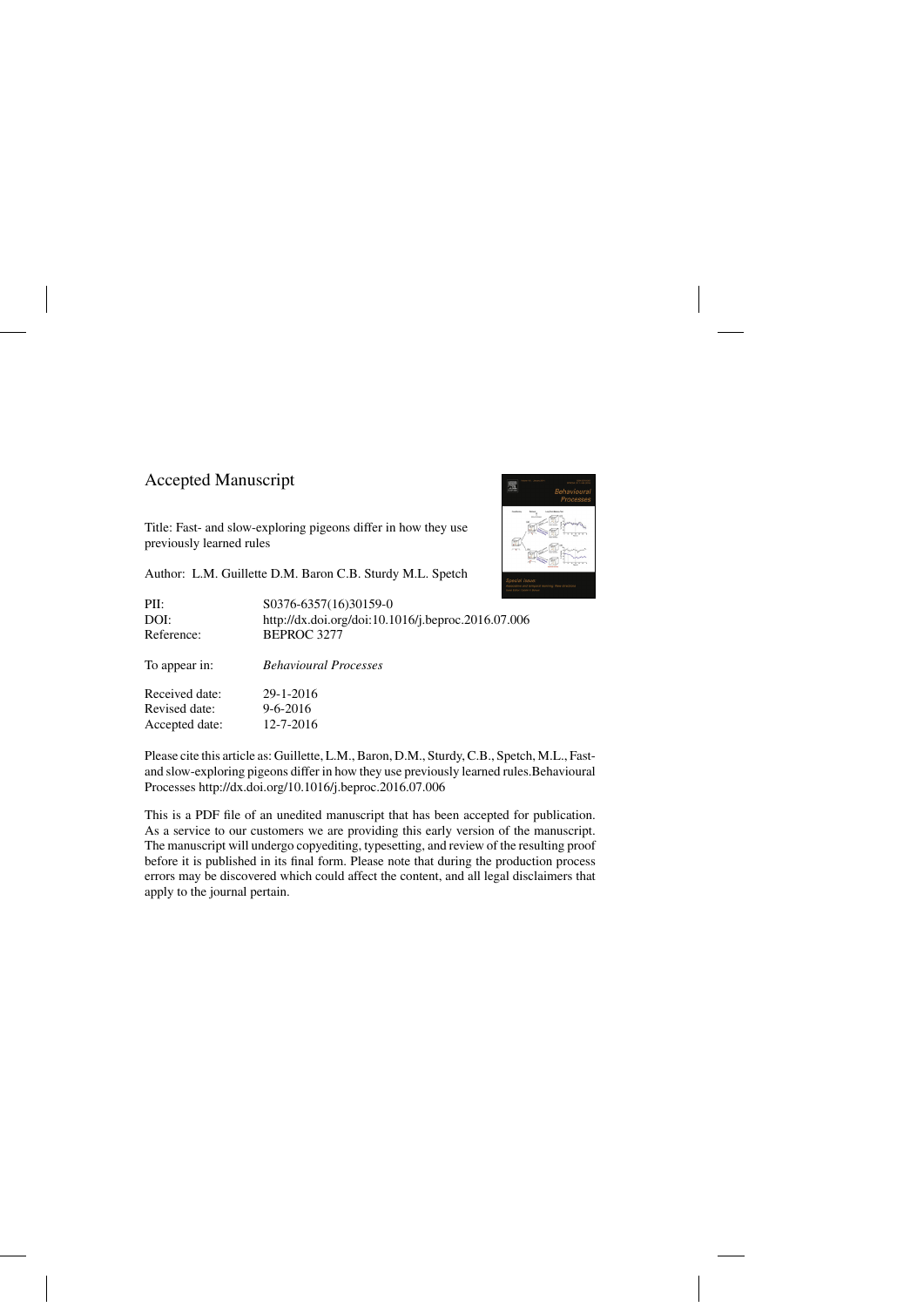## Accepted Manuscript

Title: Fast- and slow-exploring pigeons differ in how they use previously learned rules

Author: L.M. Guillette D.M. Baron C.B. Sturdy M.L. Spetch

| | |
|---|---|
| PII: | S0376-6357(16)30159-0 |
| DOI: | http://dx.doi.org/doi:10.1016/j.beproc.2016.07.006 |
| Reference: | BEPROC 3277 |
| To appear in: | *Behavioural Processes* |
| Received date: | 29-1-2016 |
| Revised date: | 9-6-2016 |
| Accepted date: | 12-7-2016 |

Please cite this article as: Guillette, L.M., Baron, D.M., Sturdy, C.B., Spetch, M.L., Fast-and slow-exploring pigeons differ in how they use previously learned rules.Behavioural Processes http://dx.doi.org/10.1016/j.beproc.2016.07.006

This is a PDF file of an unedited manuscript that has been accepted for publication. As a service to our customers we are providing this early version of the manuscript. The manuscript will undergo copyediting, typesetting, and review of the resulting proof before it is published in its final form. Please note that during the production process errors may be discovered which could affect the content, and all legal disclaimers that apply to the journal pertain.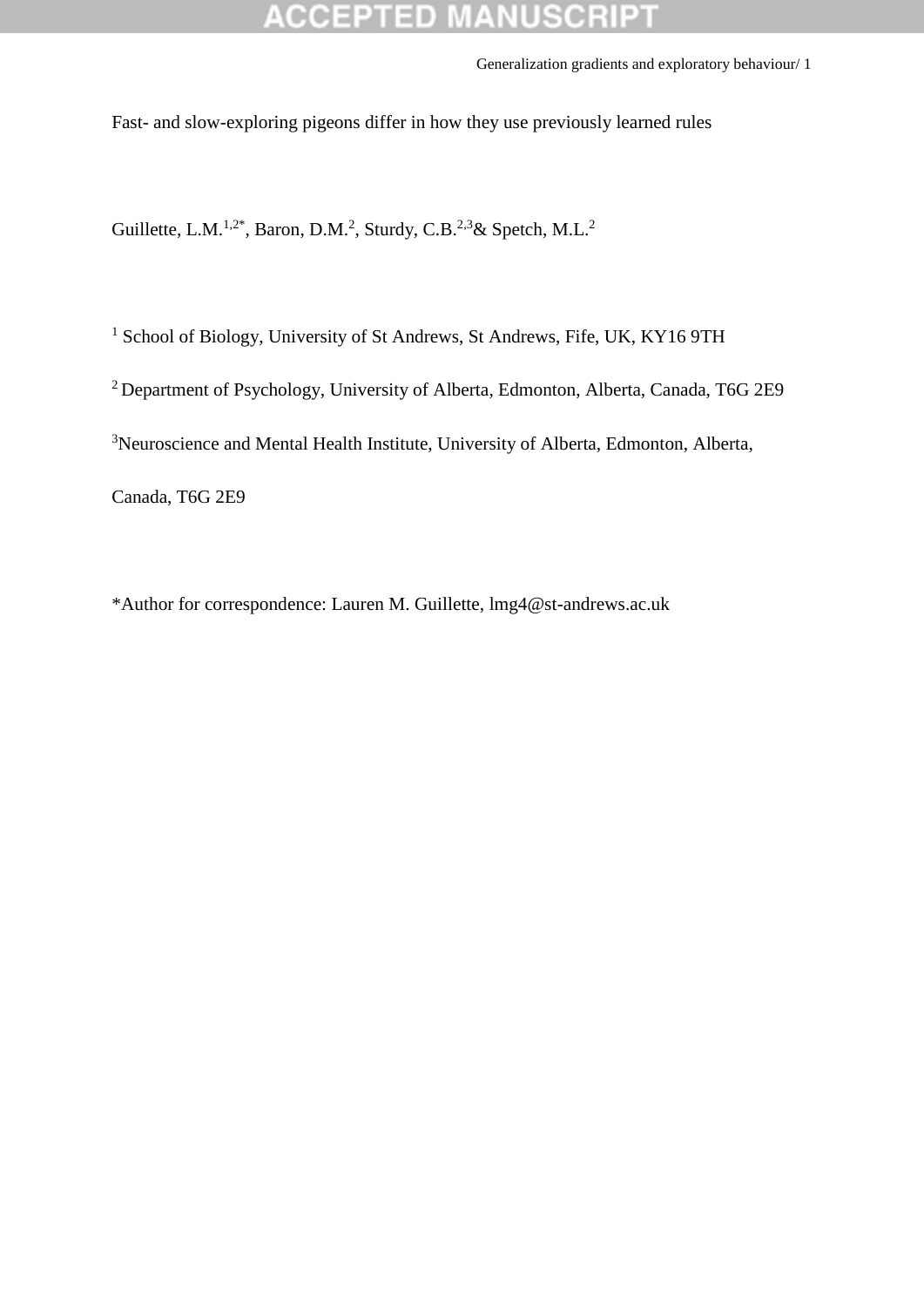Fast- and slow-exploring pigeons differ in how they use previously learned rules

Guillette, L.M.[1,2*], Baron, D.M.[2], Sturdy, C.B.[2,3] & Spetch, M.L.[2]

[1] School of Biology, University of St Andrews, St Andrews, Fife, UK, KY16 9TH

[2] Department of Psychology, University of Alberta, Edmonton, Alberta, Canada, T6G 2E9

[3] Neuroscience and Mental Health Institute, University of Alberta, Edmonton, Alberta, Canada, T6G 2E9

*Author for correspondence: Lauren M. Guillette, lmg4@st-andrews.ac.uk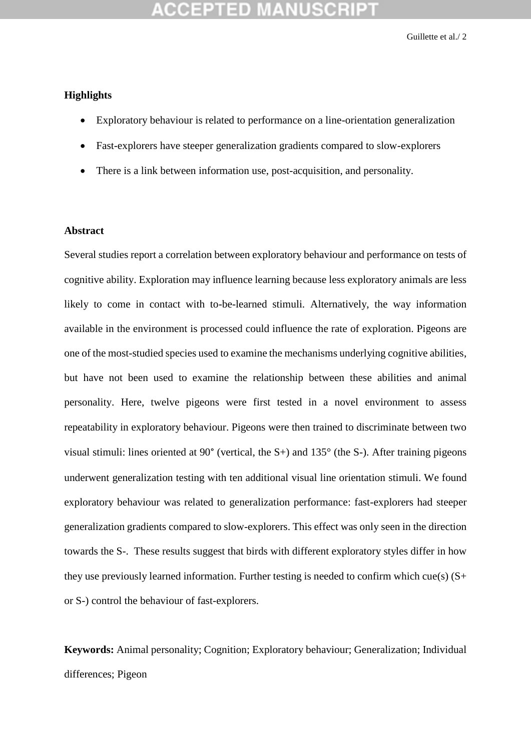## Highlights

- Exploratory behaviour is related to performance on a line-orientation generalization
- Fast-explorers have steeper generalization gradients compared to slow-explorers
- There is a link between information use, post-acquisition, and personality.

## Abstract

Several studies report a correlation between exploratory behaviour and performance on tests of cognitive ability. Exploration may influence learning because less exploratory animals are less likely to come in contact with to-be-learned stimuli. Alternatively, the way information available in the environment is processed could influence the rate of exploration. Pigeons are one of the most-studied species used to examine the mechanisms underlying cognitive abilities, but have not been used to examine the relationship between these abilities and animal personality. Here, twelve pigeons were first tested in a novel environment to assess repeatability in exploratory behaviour. Pigeons were then trained to discriminate between two visual stimuli: lines oriented at 90° (vertical, the S+) and 135° (the S-). After training pigeons underwent generalization testing with ten additional visual line orientation stimuli. We found exploratory behaviour was related to generalization performance: fast-explorers had steeper generalization gradients compared to slow-explorers. This effect was only seen in the direction towards the S-. These results suggest that birds with different exploratory styles differ in how they use previously learned information. Further testing is needed to confirm which cue(s) (S+ or S-) control the behaviour of fast-explorers.

**Keywords:** Animal personality; Cognition; Exploratory behaviour; Generalization; Individual differences; Pigeon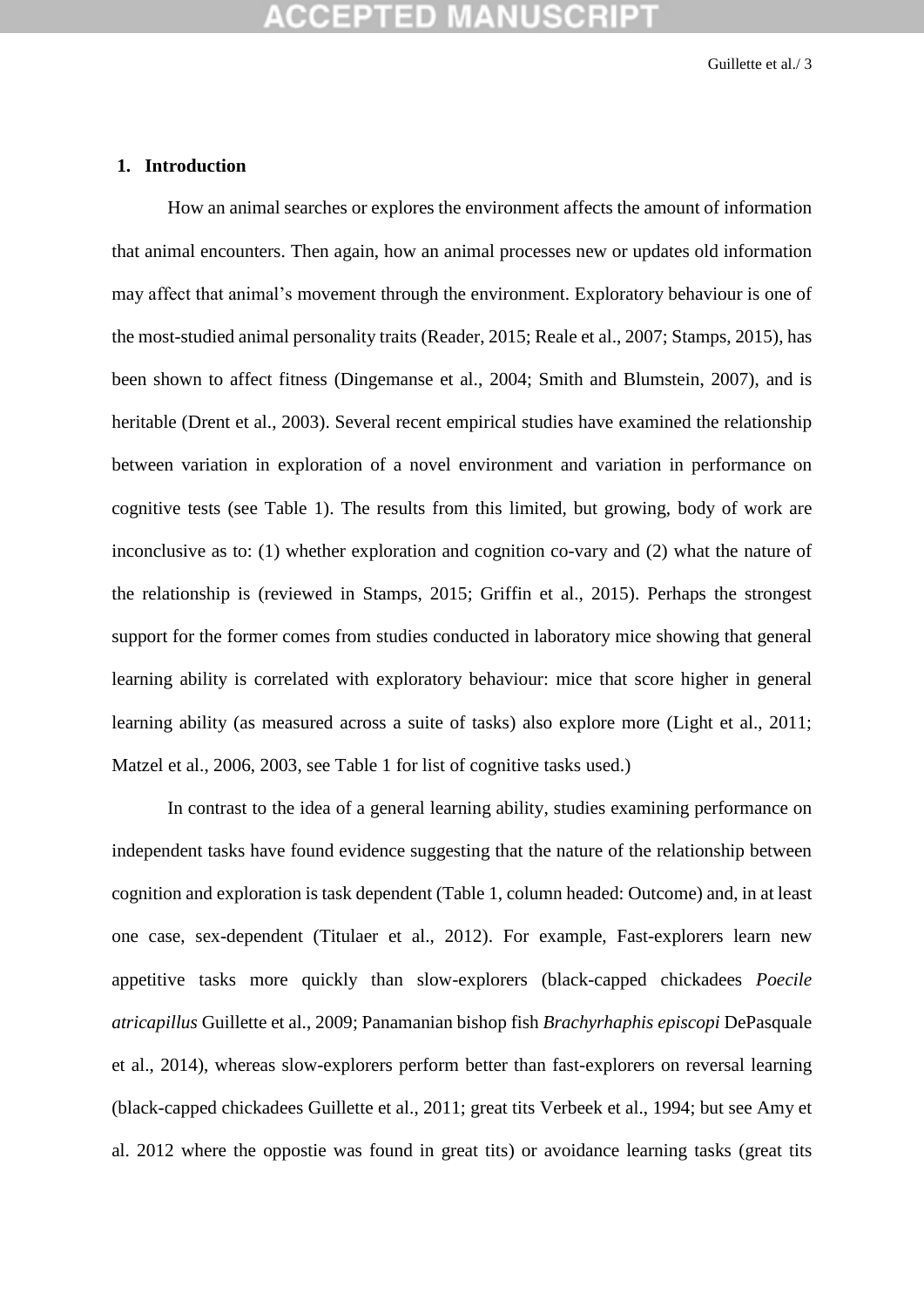## 1. Introduction

How an animal searches or explores the environment affects the amount of information that animal encounters. Then again, how an animal processes new or updates old information may affect that animal's movement through the environment. Exploratory behaviour is one of the most-studied animal personality traits (Reader, 2015; Reale et al., 2007; Stamps, 2015), has been shown to affect fitness (Dingemanse et al., 2004; Smith and Blumstein, 2007), and is heritable (Drent et al., 2003). Several recent empirical studies have examined the relationship between variation in exploration of a novel environment and variation in performance on cognitive tests (see Table 1). The results from this limited, but growing, body of work are inconclusive as to: (1) whether exploration and cognition co-vary and (2) what the nature of the relationship is (reviewed in Stamps, 2015; Griffin et al., 2015). Perhaps the strongest support for the former comes from studies conducted in laboratory mice showing that general learning ability is correlated with exploratory behaviour: mice that score higher in general learning ability (as measured across a suite of tasks) also explore more (Light et al., 2011; Matzel et al., 2006, 2003, see Table 1 for list of cognitive tasks used.)

In contrast to the idea of a general learning ability, studies examining performance on independent tasks have found evidence suggesting that the nature of the relationship between cognition and exploration is task dependent (Table 1, column headed: Outcome) and, in at least one case, sex-dependent (Titulaer et al., 2012). For example, Fast-explorers learn new appetitive tasks more quickly than slow-explorers (black-capped chickadees *Poecile atricapillus* Guillette et al., 2009; Panamanian bishop fish *Brachyrhaphis episcopi* DePasquale et al., 2014), whereas slow-explorers perform better than fast-explorers on reversal learning (black-capped chickadees Guillette et al., 2011; great tits Verbeek et al., 1994; but see Amy et al. 2012 where the oppostie was found in great tits) or avoidance learning tasks (great tits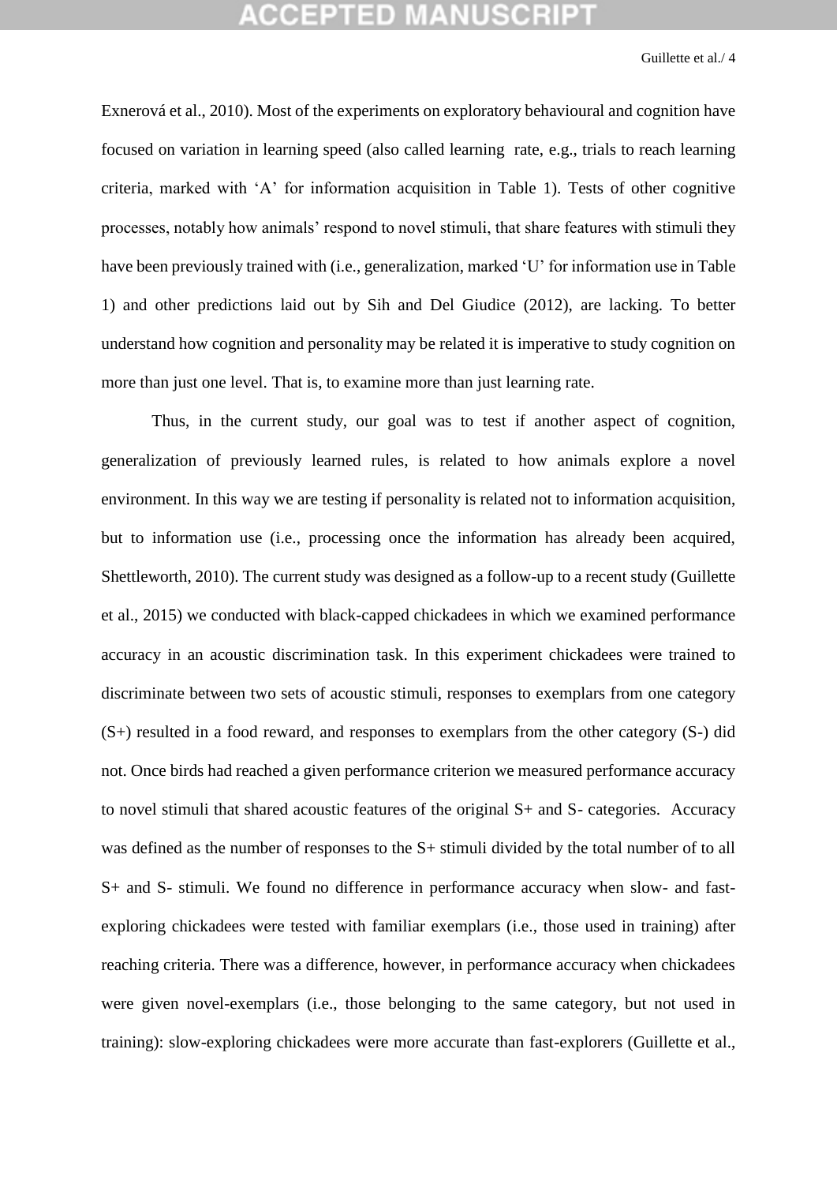Exnerová et al., 2010). Most of the experiments on exploratory behavioural and cognition have focused on variation in learning speed (also called learning  rate, e.g., trials to reach learning criteria, marked with 'A' for information acquisition in Table 1). Tests of other cognitive processes, notably how animals' respond to novel stimuli, that share features with stimuli they have been previously trained with (i.e., generalization, marked 'U' for information use in Table 1) and other predictions laid out by Sih and Del Giudice (2012), are lacking. To better understand how cognition and personality may be related it is imperative to study cognition on more than just one level. That is, to examine more than just learning rate.

Thus, in the current study, our goal was to test if another aspect of cognition, generalization of previously learned rules, is related to how animals explore a novel environment. In this way we are testing if personality is related not to information acquisition, but to information use (i.e., processing once the information has already been acquired, Shettleworth, 2010). The current study was designed as a follow-up to a recent study (Guillette et al., 2015) we conducted with black-capped chickadees in which we examined performance accuracy in an acoustic discrimination task. In this experiment chickadees were trained to discriminate between two sets of acoustic stimuli, responses to exemplars from one category (S+) resulted in a food reward, and responses to exemplars from the other category (S-) did not. Once birds had reached a given performance criterion we measured performance accuracy to novel stimuli that shared acoustic features of the original S+ and S- categories.  Accuracy was defined as the number of responses to the S+ stimuli divided by the total number of to all S+ and S- stimuli. We found no difference in performance accuracy when slow- and fast-exploring chickadees were tested with familiar exemplars (i.e., those used in training) after reaching criteria. There was a difference, however, in performance accuracy when chickadees were given novel-exemplars (i.e., those belonging to the same category, but not used in training): slow-exploring chickadees were more accurate than fast-explorers (Guillette et al.,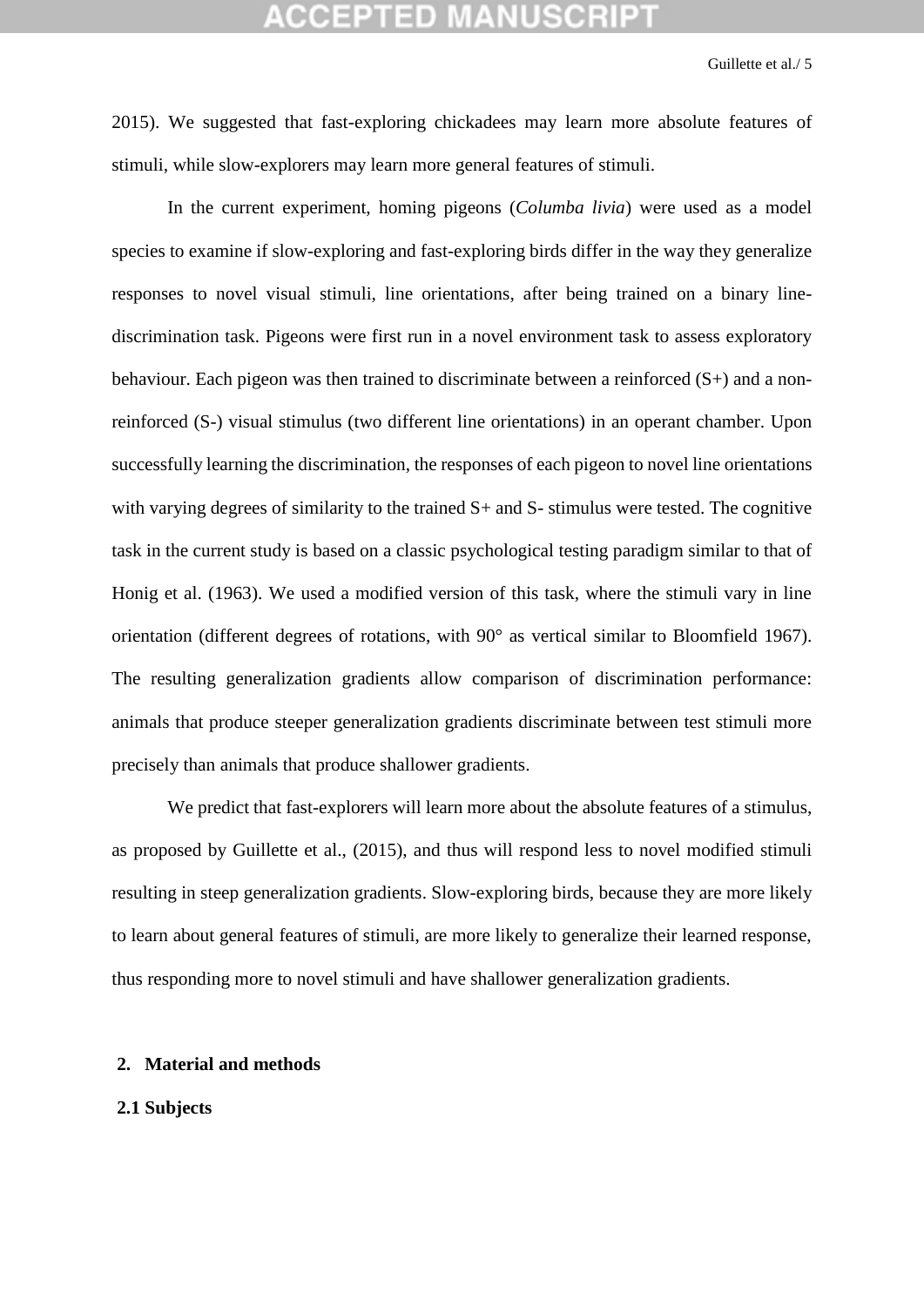2015). We suggested that fast-exploring chickadees may learn more absolute features of stimuli, while slow-explorers may learn more general features of stimuli.

In the current experiment, homing pigeons (*Columba livia*) were used as a model species to examine if slow-exploring and fast-exploring birds differ in the way they generalize responses to novel visual stimuli, line orientations, after being trained on a binary line-discrimination task. Pigeons were first run in a novel environment task to assess exploratory behaviour. Each pigeon was then trained to discriminate between a reinforced (S+) and a non-reinforced (S-) visual stimulus (two different line orientations) in an operant chamber. Upon successfully learning the discrimination, the responses of each pigeon to novel line orientations with varying degrees of similarity to the trained S+ and S- stimulus were tested. The cognitive task in the current study is based on a classic psychological testing paradigm similar to that of Honig et al. (1963). We used a modified version of this task, where the stimuli vary in line orientation (different degrees of rotations, with 90° as vertical similar to Bloomfield 1967). The resulting generalization gradients allow comparison of discrimination performance: animals that produce steeper generalization gradients discriminate between test stimuli more precisely than animals that produce shallower gradients.

We predict that fast-explorers will learn more about the absolute features of a stimulus, as proposed by Guillette et al., (2015), and thus will respond less to novel modified stimuli resulting in steep generalization gradients. Slow-exploring birds, because they are more likely to learn about general features of stimuli, are more likely to generalize their learned response, thus responding more to novel stimuli and have shallower generalization gradients.

## 2. Material and methods

### 2.1 Subjects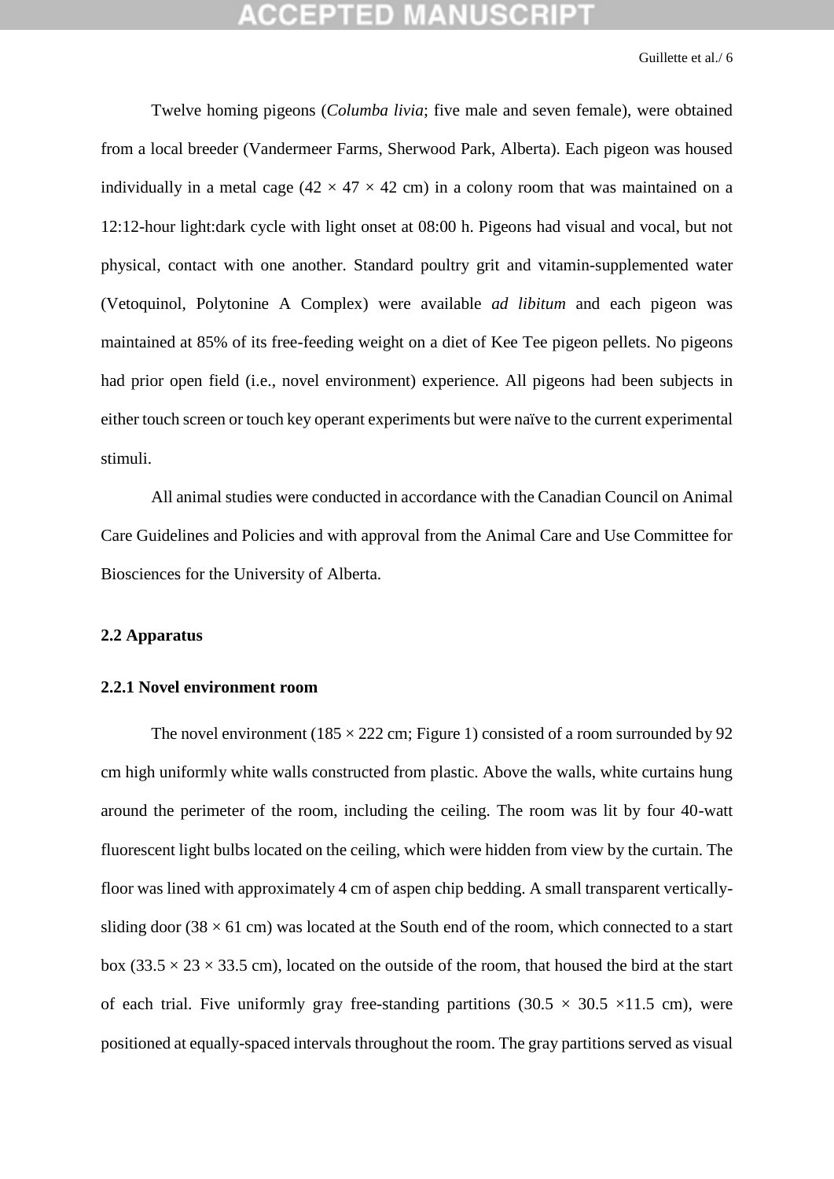Twelve homing pigeons (*Columba livia*; five male and seven female), were obtained from a local breeder (Vandermeer Farms, Sherwood Park, Alberta). Each pigeon was housed individually in a metal cage (42 × 47 × 42 cm) in a colony room that was maintained on a 12:12-hour light:dark cycle with light onset at 08:00 h. Pigeons had visual and vocal, but not physical, contact with one another. Standard poultry grit and vitamin-supplemented water (Vetoquinol, Polytonine A Complex) were available *ad libitum* and each pigeon was maintained at 85% of its free-feeding weight on a diet of Kee Tee pigeon pellets. No pigeons had prior open field (i.e., novel environment) experience. All pigeons had been subjects in either touch screen or touch key operant experiments but were naïve to the current experimental stimuli.

All animal studies were conducted in accordance with the Canadian Council on Animal Care Guidelines and Policies and with approval from the Animal Care and Use Committee for Biosciences for the University of Alberta.

## 2.2 Apparatus

### 2.2.1 Novel environment room

The novel environment (185 × 222 cm; Figure 1) consisted of a room surrounded by 92 cm high uniformly white walls constructed from plastic. Above the walls, white curtains hung around the perimeter of the room, including the ceiling. The room was lit by four 40-watt fluorescent light bulbs located on the ceiling, which were hidden from view by the curtain. The floor was lined with approximately 4 cm of aspen chip bedding. A small transparent vertically-sliding door (38 × 61 cm) was located at the South end of the room, which connected to a start box (33.5 × 23 × 33.5 cm), located on the outside of the room, that housed the bird at the start of each trial. Five uniformly gray free-standing partitions (30.5 × 30.5 ×11.5 cm), were positioned at equally-spaced intervals throughout the room. The gray partitions served as visual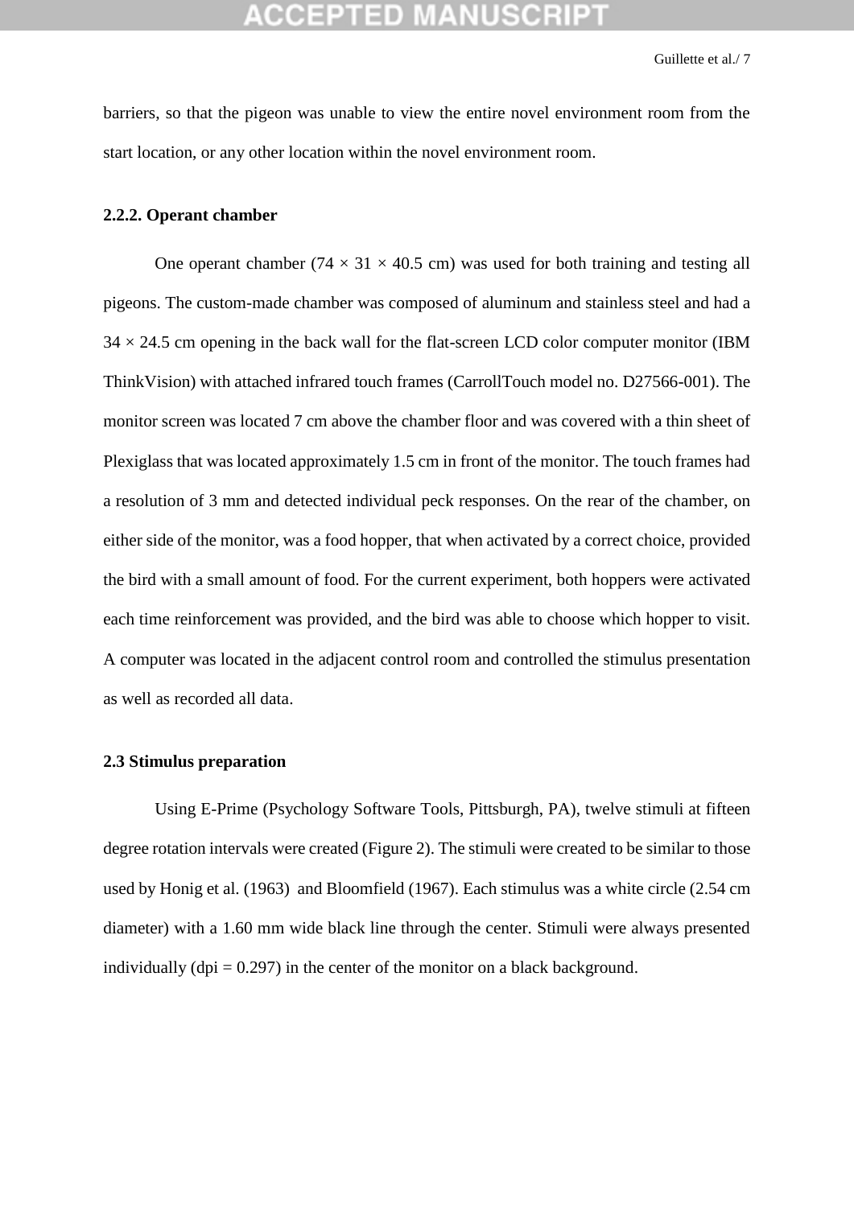barriers, so that the pigeon was unable to view the entire novel environment room from the start location, or any other location within the novel environment room.

### 2.2.2. Operant chamber

One operant chamber (74 × 31 × 40.5 cm) was used for both training and testing all pigeons. The custom-made chamber was composed of aluminum and stainless steel and had a 34 × 24.5 cm opening in the back wall for the flat-screen LCD color computer monitor (IBM ThinkVision) with attached infrared touch frames (CarrollTouch model no. D27566-001). The monitor screen was located 7 cm above the chamber floor and was covered with a thin sheet of Plexiglass that was located approximately 1.5 cm in front of the monitor. The touch frames had a resolution of 3 mm and detected individual peck responses. On the rear of the chamber, on either side of the monitor, was a food hopper, that when activated by a correct choice, provided the bird with a small amount of food. For the current experiment, both hoppers were activated each time reinforcement was provided, and the bird was able to choose which hopper to visit. A computer was located in the adjacent control room and controlled the stimulus presentation as well as recorded all data.

## 2.3 Stimulus preparation

Using E-Prime (Psychology Software Tools, Pittsburgh, PA), twelve stimuli at fifteen degree rotation intervals were created (Figure 2). The stimuli were created to be similar to those used by Honig et al. (1963) and Bloomfield (1967). Each stimulus was a white circle (2.54 cm diameter) with a 1.60 mm wide black line through the center. Stimuli were always presented individually (dpi = 0.297) in the center of the monitor on a black background.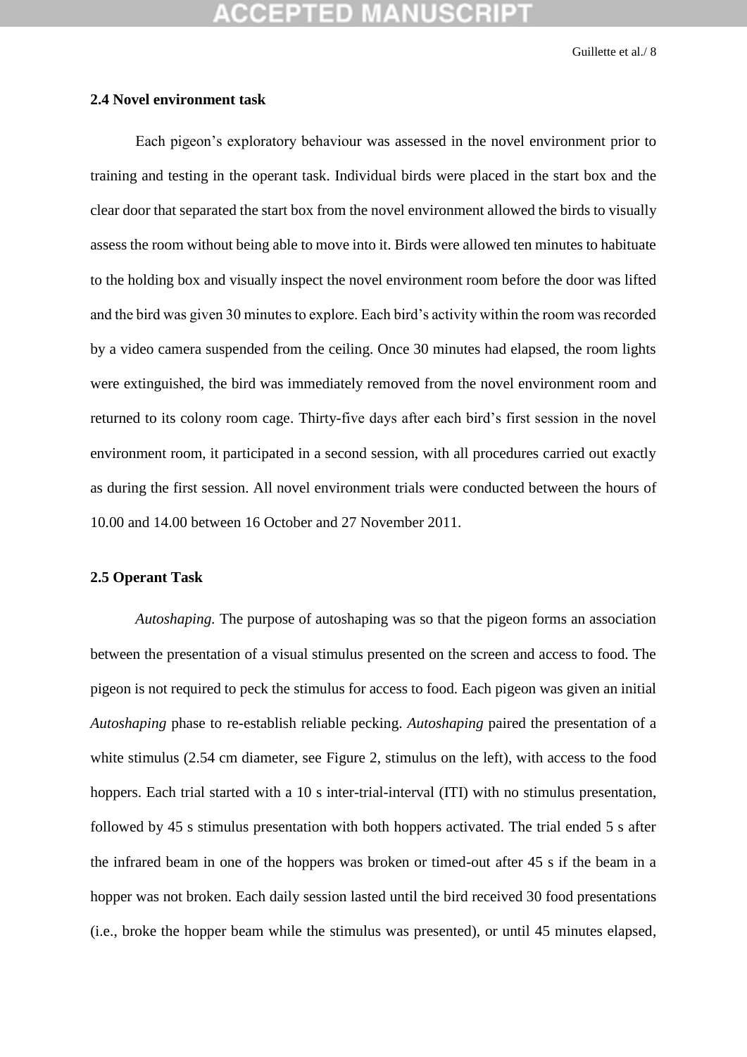### 2.4 Novel environment task

Each pigeon's exploratory behaviour was assessed in the novel environment prior to training and testing in the operant task. Individual birds were placed in the start box and the clear door that separated the start box from the novel environment allowed the birds to visually assess the room without being able to move into it. Birds were allowed ten minutes to habituate to the holding box and visually inspect the novel environment room before the door was lifted and the bird was given 30 minutes to explore. Each bird's activity within the room was recorded by a video camera suspended from the ceiling. Once 30 minutes had elapsed, the room lights were extinguished, the bird was immediately removed from the novel environment room and returned to its colony room cage. Thirty-five days after each bird's first session in the novel environment room, it participated in a second session, with all procedures carried out exactly as during the first session. All novel environment trials were conducted between the hours of 10.00 and 14.00 between 16 October and 27 November 2011.

### 2.5 Operant Task

*Autoshaping.* The purpose of autoshaping was so that the pigeon forms an association between the presentation of a visual stimulus presented on the screen and access to food. The pigeon is not required to peck the stimulus for access to food. Each pigeon was given an initial *Autoshaping* phase to re-establish reliable pecking. *Autoshaping* paired the presentation of a white stimulus (2.54 cm diameter, see Figure 2, stimulus on the left), with access to the food hoppers. Each trial started with a 10 s inter-trial-interval (ITI) with no stimulus presentation, followed by 45 s stimulus presentation with both hoppers activated. The trial ended 5 s after the infrared beam in one of the hoppers was broken or timed-out after 45 s if the beam in a hopper was not broken. Each daily session lasted until the bird received 30 food presentations (i.e., broke the hopper beam while the stimulus was presented), or until 45 minutes elapsed,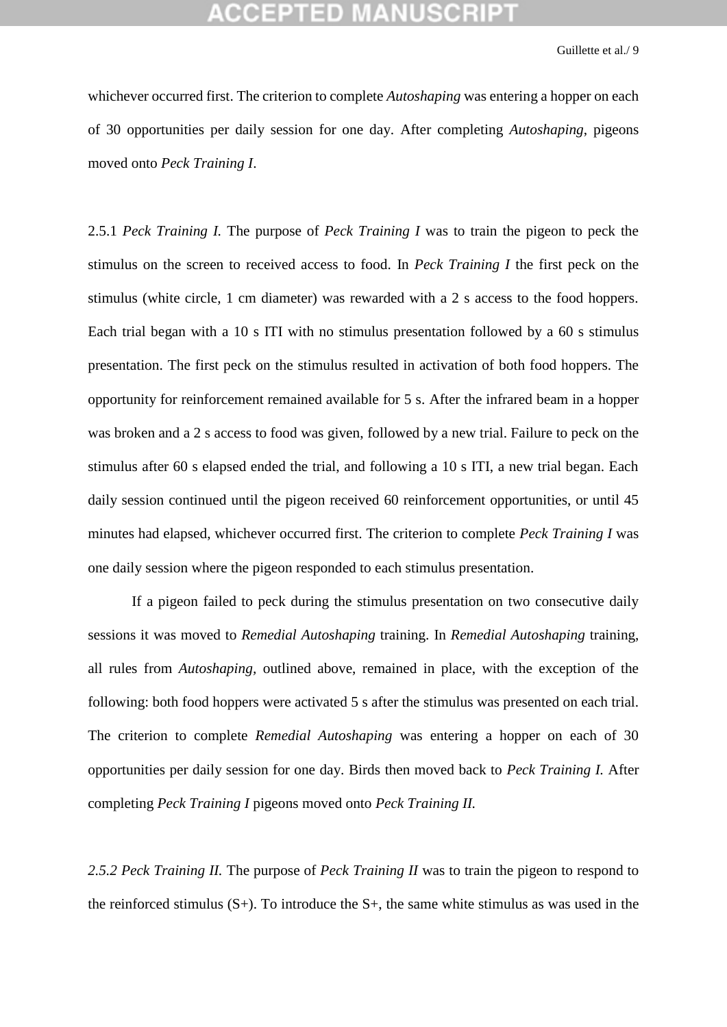whichever occurred first. The criterion to complete *Autoshaping* was entering a hopper on each of 30 opportunities per daily session for one day. After completing *Autoshaping*, pigeons moved onto *Peck Training I*.

2.5.1 *Peck Training I.* The purpose of *Peck Training I* was to train the pigeon to peck the stimulus on the screen to received access to food. In *Peck Training I* the first peck on the stimulus (white circle, 1 cm diameter) was rewarded with a 2 s access to the food hoppers. Each trial began with a 10 s ITI with no stimulus presentation followed by a 60 s stimulus presentation. The first peck on the stimulus resulted in activation of both food hoppers. The opportunity for reinforcement remained available for 5 s. After the infrared beam in a hopper was broken and a 2 s access to food was given, followed by a new trial. Failure to peck on the stimulus after 60 s elapsed ended the trial, and following a 10 s ITI, a new trial began. Each daily session continued until the pigeon received 60 reinforcement opportunities, or until 45 minutes had elapsed, whichever occurred first. The criterion to complete *Peck Training I* was one daily session where the pigeon responded to each stimulus presentation.

If a pigeon failed to peck during the stimulus presentation on two consecutive daily sessions it was moved to *Remedial Autoshaping* training. In *Remedial Autoshaping* training, all rules from *Autoshaping*, outlined above, remained in place, with the exception of the following: both food hoppers were activated 5 s after the stimulus was presented on each trial. The criterion to complete *Remedial Autoshaping* was entering a hopper on each of 30 opportunities per daily session for one day. Birds then moved back to *Peck Training I.* After completing *Peck Training I* pigeons moved onto *Peck Training II.*

*2.5.2 Peck Training II.* The purpose of *Peck Training II* was to train the pigeon to respond to the reinforced stimulus (S+). To introduce the S+, the same white stimulus as was used in the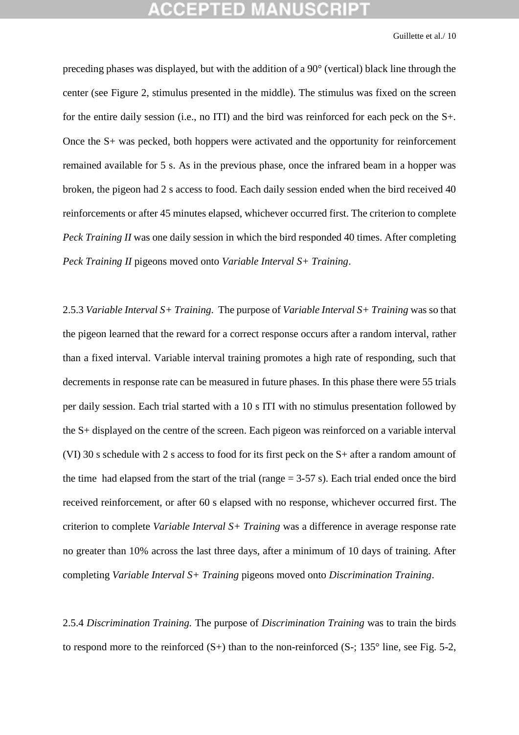preceding phases was displayed, but with the addition of a 90° (vertical) black line through the center (see Figure 2, stimulus presented in the middle). The stimulus was fixed on the screen for the entire daily session (i.e., no ITI) and the bird was reinforced for each peck on the S+. Once the S+ was pecked, both hoppers were activated and the opportunity for reinforcement remained available for 5 s. As in the previous phase, once the infrared beam in a hopper was broken, the pigeon had 2 s access to food. Each daily session ended when the bird received 40 reinforcements or after 45 minutes elapsed, whichever occurred first. The criterion to complete *Peck Training II* was one daily session in which the bird responded 40 times. After completing *Peck Training II* pigeons moved onto *Variable Interval S+ Training*.

2.5.3 *Variable Interval S+ Training.* The purpose of *Variable Interval S+ Training* was so that the pigeon learned that the reward for a correct response occurs after a random interval, rather than a fixed interval. Variable interval training promotes a high rate of responding, such that decrements in response rate can be measured in future phases. In this phase there were 55 trials per daily session. Each trial started with a 10 s ITI with no stimulus presentation followed by the S+ displayed on the centre of the screen. Each pigeon was reinforced on a variable interval (VI) 30 s schedule with 2 s access to food for its first peck on the S+ after a random amount of the time had elapsed from the start of the trial (range = 3-57 s). Each trial ended once the bird received reinforcement, or after 60 s elapsed with no response, whichever occurred first. The criterion to complete *Variable Interval S+ Training* was a difference in average response rate no greater than 10% across the last three days, after a minimum of 10 days of training. After completing *Variable Interval S+ Training* pigeons moved onto *Discrimination Training*.

2.5.4 *Discrimination Training.* The purpose of *Discrimination Training* was to train the birds to respond more to the reinforced (S+) than to the non-reinforced (S-; 135° line, see Fig. 5-2,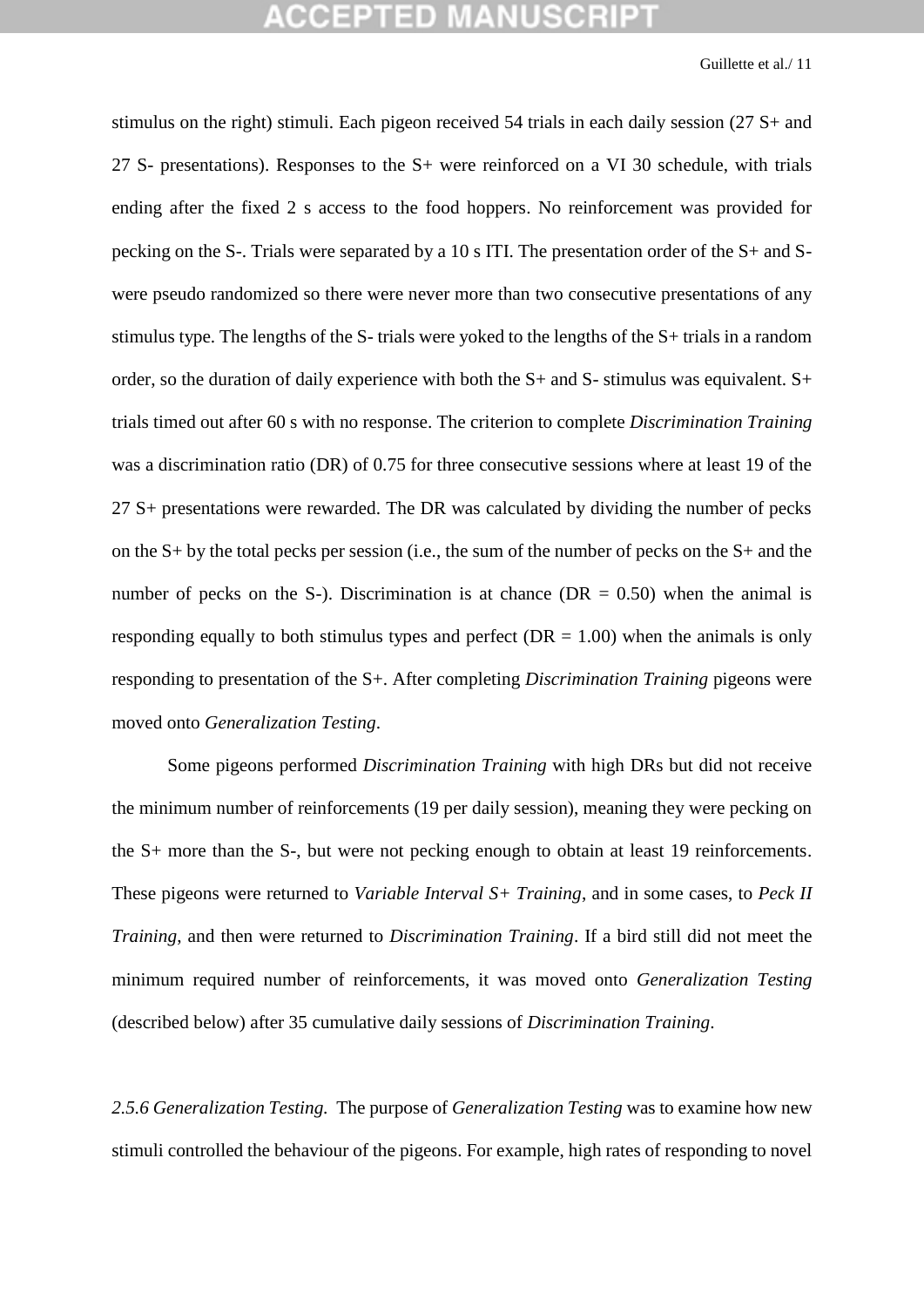stimulus on the right) stimuli. Each pigeon received 54 trials in each daily session (27 S+ and 27 S- presentations). Responses to the S+ were reinforced on a VI 30 schedule, with trials ending after the fixed 2 s access to the food hoppers. No reinforcement was provided for pecking on the S-. Trials were separated by a 10 s ITI. The presentation order of the S+ and S- were pseudo randomized so there were never more than two consecutive presentations of any stimulus type. The lengths of the S- trials were yoked to the lengths of the S+ trials in a random order, so the duration of daily experience with both the S+ and S- stimulus was equivalent. S+ trials timed out after 60 s with no response. The criterion to complete *Discrimination Training* was a discrimination ratio (DR) of 0.75 for three consecutive sessions where at least 19 of the 27 S+ presentations were rewarded. The DR was calculated by dividing the number of pecks on the S+ by the total pecks per session (i.e., the sum of the number of pecks on the S+ and the number of pecks on the S-). Discrimination is at chance (DR = 0.50) when the animal is responding equally to both stimulus types and perfect (DR = 1.00) when the animals is only responding to presentation of the S+. After completing *Discrimination Training* pigeons were moved onto *Generalization Testing*.

Some pigeons performed *Discrimination Training* with high DRs but did not receive the minimum number of reinforcements (19 per daily session), meaning they were pecking on the S+ more than the S-, but were not pecking enough to obtain at least 19 reinforcements. These pigeons were returned to *Variable Interval S+ Training*, and in some cases, to *Peck II Training*, and then were returned to *Discrimination Training*. If a bird still did not meet the minimum required number of reinforcements, it was moved onto *Generalization Testing* (described below) after 35 cumulative daily sessions of *Discrimination Training*.

*2.5.6 Generalization Testing.* The purpose of *Generalization Testing* was to examine how new stimuli controlled the behaviour of the pigeons. For example, high rates of responding to novel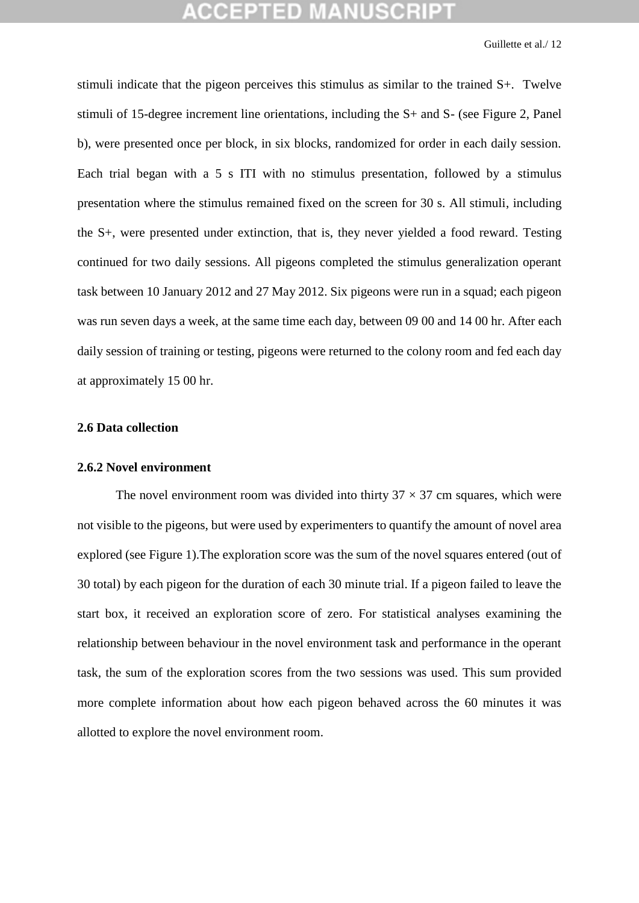stimuli indicate that the pigeon perceives this stimulus as similar to the trained S+. Twelve stimuli of 15-degree increment line orientations, including the S+ and S- (see Figure 2, Panel b), were presented once per block, in six blocks, randomized for order in each daily session. Each trial began with a 5 s ITI with no stimulus presentation, followed by a stimulus presentation where the stimulus remained fixed on the screen for 30 s. All stimuli, including the S+, were presented under extinction, that is, they never yielded a food reward. Testing continued for two daily sessions. All pigeons completed the stimulus generalization operant task between 10 January 2012 and 27 May 2012. Six pigeons were run in a squad; each pigeon was run seven days a week, at the same time each day, between 09 00 and 14 00 hr. After each daily session of training or testing, pigeons were returned to the colony room and fed each day at approximately 15 00 hr.

### 2.6 Data collection

#### 2.6.2 Novel environment

The novel environment room was divided into thirty 37 × 37 cm squares, which were not visible to the pigeons, but were used by experimenters to quantify the amount of novel area explored (see Figure 1).The exploration score was the sum of the novel squares entered (out of 30 total) by each pigeon for the duration of each 30 minute trial. If a pigeon failed to leave the start box, it received an exploration score of zero. For statistical analyses examining the relationship between behaviour in the novel environment task and performance in the operant task, the sum of the exploration scores from the two sessions was used. This sum provided more complete information about how each pigeon behaved across the 60 minutes it was allotted to explore the novel environment room.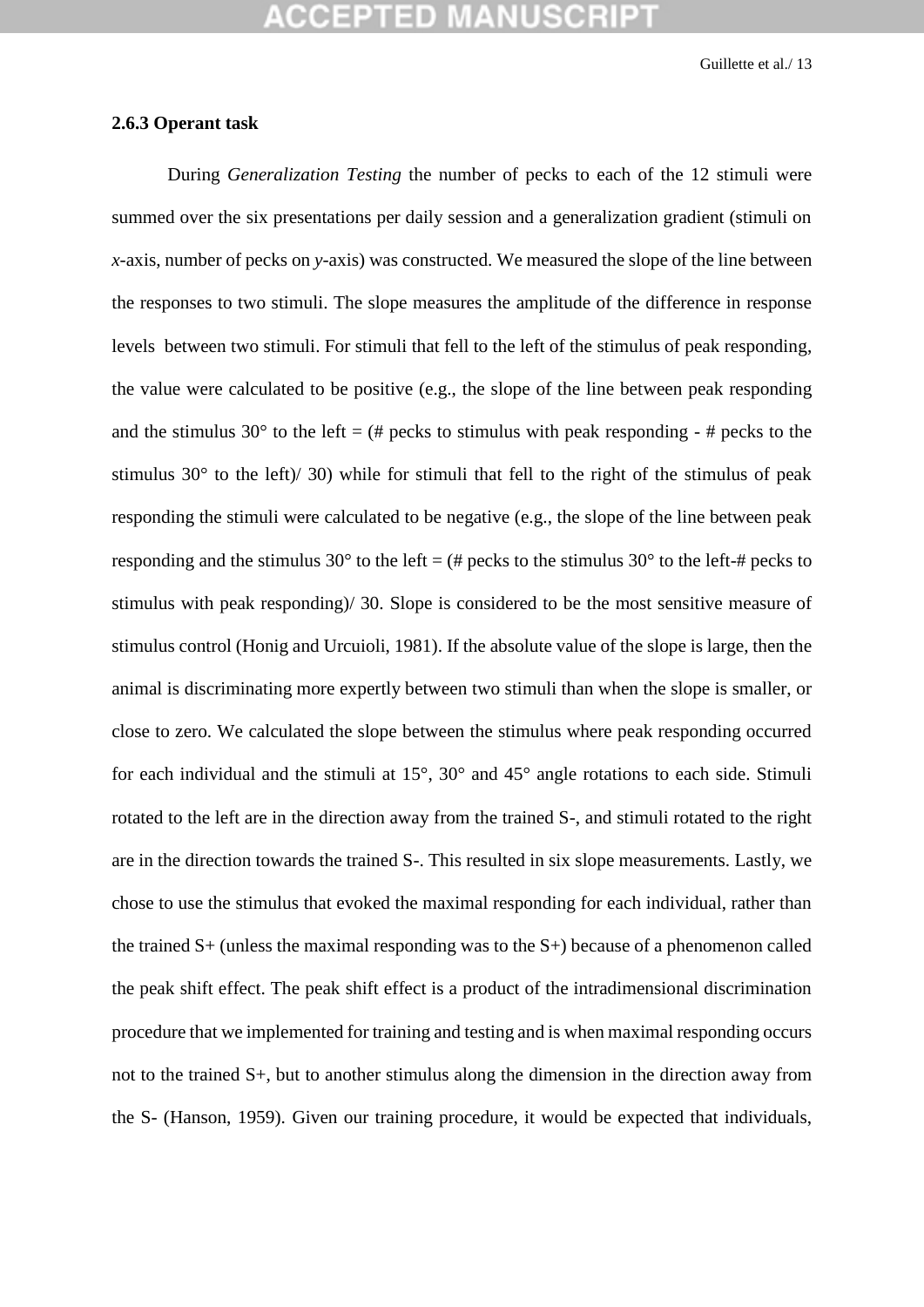### 2.6.3 Operant task

During *Generalization Testing* the number of pecks to each of the 12 stimuli were summed over the six presentations per daily session and a generalization gradient (stimuli on *x*-axis, number of pecks on *y*-axis) was constructed. We measured the slope of the line between the responses to two stimuli. The slope measures the amplitude of the difference in response levels between two stimuli. For stimuli that fell to the left of the stimulus of peak responding, the value were calculated to be positive (e.g., the slope of the line between peak responding and the stimulus 30° to the left = (# pecks to stimulus with peak responding - # pecks to the stimulus 30° to the left)/ 30) while for stimuli that fell to the right of the stimulus of peak responding the stimuli were calculated to be negative (e.g., the slope of the line between peak responding and the stimulus 30° to the left = (# pecks to the stimulus 30° to the left-# pecks to stimulus with peak responding)/ 30. Slope is considered to be the most sensitive measure of stimulus control (Honig and Urcuioli, 1981). If the absolute value of the slope is large, then the animal is discriminating more expertly between two stimuli than when the slope is smaller, or close to zero. We calculated the slope between the stimulus where peak responding occurred for each individual and the stimuli at 15°, 30° and 45° angle rotations to each side. Stimuli rotated to the left are in the direction away from the trained S-, and stimuli rotated to the right are in the direction towards the trained S-. This resulted in six slope measurements. Lastly, we chose to use the stimulus that evoked the maximal responding for each individual, rather than the trained S+ (unless the maximal responding was to the S+) because of a phenomenon called the peak shift effect. The peak shift effect is a product of the intradimensional discrimination procedure that we implemented for training and testing and is when maximal responding occurs not to the trained S+, but to another stimulus along the dimension in the direction away from the S- (Hanson, 1959). Given our training procedure, it would be expected that individuals,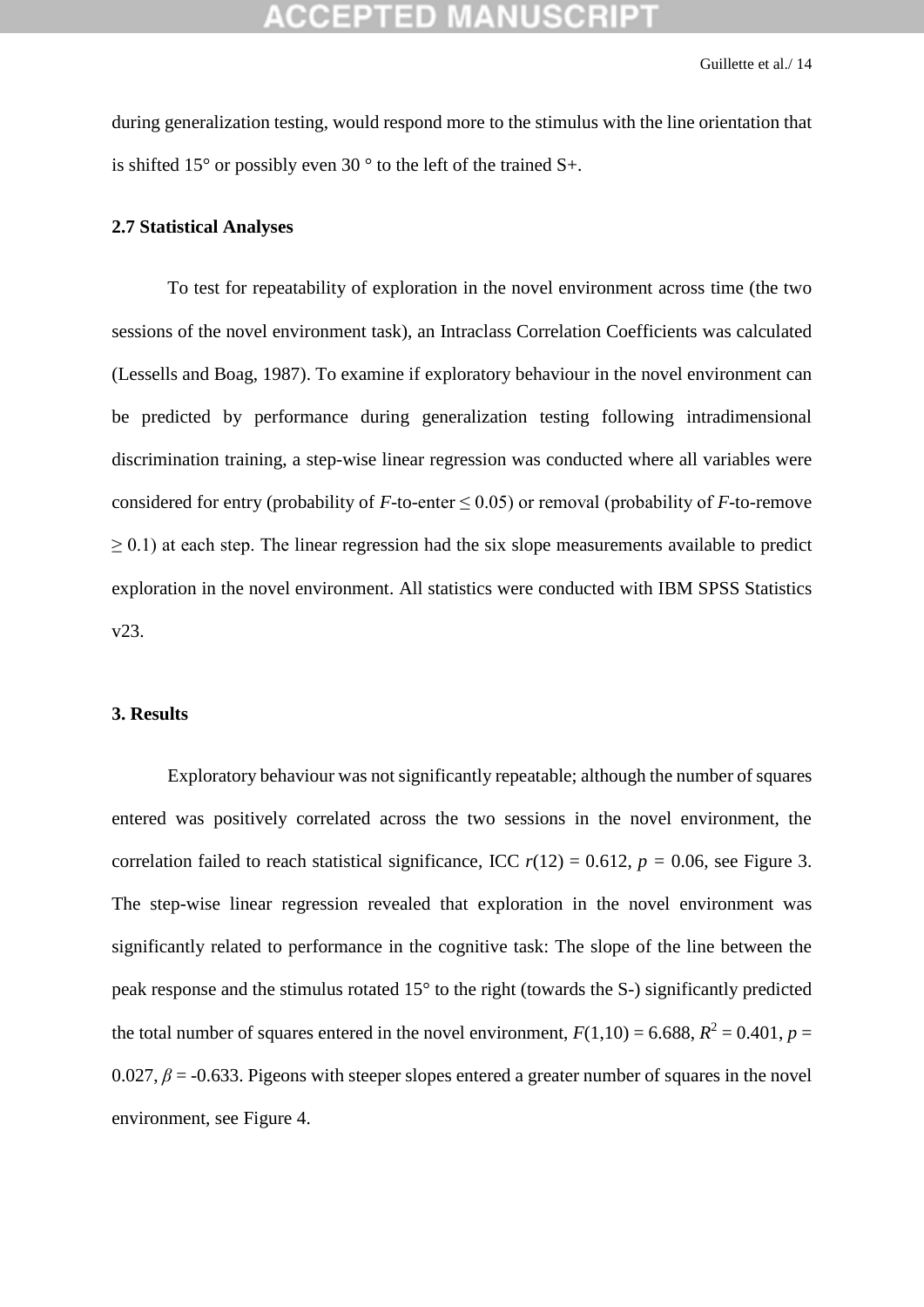during generalization testing, would respond more to the stimulus with the line orientation that is shifted 15° or possibly even 30 ° to the left of the trained S+.

### 2.7 Statistical Analyses

To test for repeatability of exploration in the novel environment across time (the two sessions of the novel environment task), an Intraclass Correlation Coefficients was calculated (Lessells and Boag, 1987). To examine if exploratory behaviour in the novel environment can be predicted by performance during generalization testing following intradimensional discrimination training, a step-wise linear regression was conducted where all variables were considered for entry (probability of $F$-to-enter $\leq 0.05$) or removal (probability of $F$-to-remove $\geq 0.1$) at each step. The linear regression had the six slope measurements available to predict exploration in the novel environment. All statistics were conducted with IBM SPSS Statistics v23.

## 3. Results

Exploratory behaviour was not significantly repeatable; although the number of squares entered was positively correlated across the two sessions in the novel environment, the correlation failed to reach statistical significance, ICC $r(12) = 0.612$, $p = 0.06$, see Figure 3. The step-wise linear regression revealed that exploration in the novel environment was significantly related to performance in the cognitive task: The slope of the line between the peak response and the stimulus rotated 15° to the right (towards the S-) significantly predicted the total number of squares entered in the novel environment, $F(1,10) = 6.688$, $R^2 = 0.401$, $p = 0.027$, $\beta = -0.633$. Pigeons with steeper slopes entered a greater number of squares in the novel environment, see Figure 4.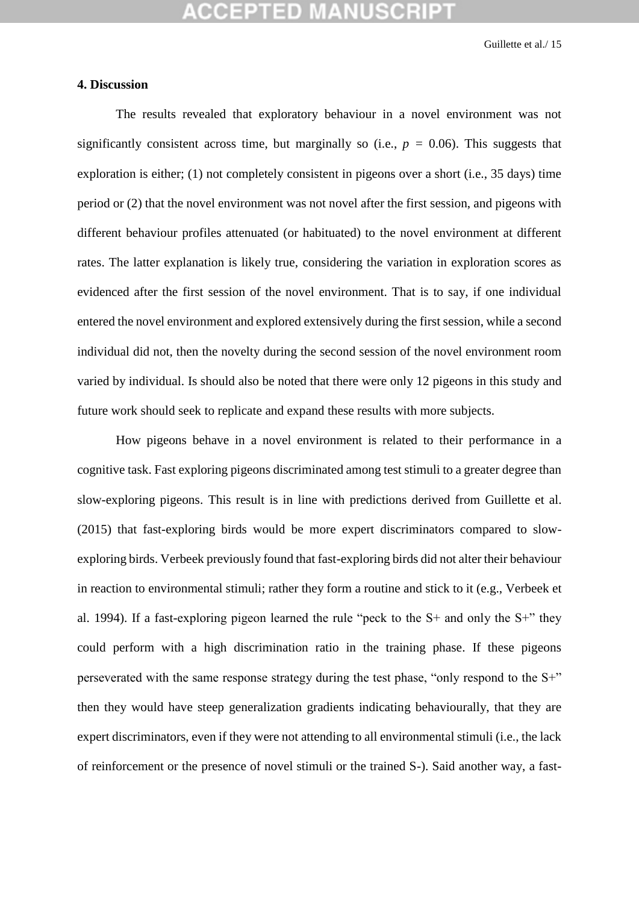## 4. Discussion

The results revealed that exploratory behaviour in a novel environment was not significantly consistent across time, but marginally so (i.e., $p = 0.06$). This suggests that exploration is either; (1) not completely consistent in pigeons over a short (i.e., 35 days) time period or (2) that the novel environment was not novel after the first session, and pigeons with different behaviour profiles attenuated (or habituated) to the novel environment at different rates. The latter explanation is likely true, considering the variation in exploration scores as evidenced after the first session of the novel environment. That is to say, if one individual entered the novel environment and explored extensively during the first session, while a second individual did not, then the novelty during the second session of the novel environment room varied by individual. Is should also be noted that there were only 12 pigeons in this study and future work should seek to replicate and expand these results with more subjects.

How pigeons behave in a novel environment is related to their performance in a cognitive task. Fast exploring pigeons discriminated among test stimuli to a greater degree than slow-exploring pigeons. This result is in line with predictions derived from Guillette et al. (2015) that fast-exploring birds would be more expert discriminators compared to slow-exploring birds. Verbeek previously found that fast-exploring birds did not alter their behaviour in reaction to environmental stimuli; rather they form a routine and stick to it (e.g., Verbeek et al. 1994). If a fast-exploring pigeon learned the rule "peck to the S+ and only the S+" they could perform with a high discrimination ratio in the training phase. If these pigeons perseverated with the same response strategy during the test phase, "only respond to the S+" then they would have steep generalization gradients indicating behaviourally, that they are expert discriminators, even if they were not attending to all environmental stimuli (i.e., the lack of reinforcement or the presence of novel stimuli or the trained S-). Said another way, a fast-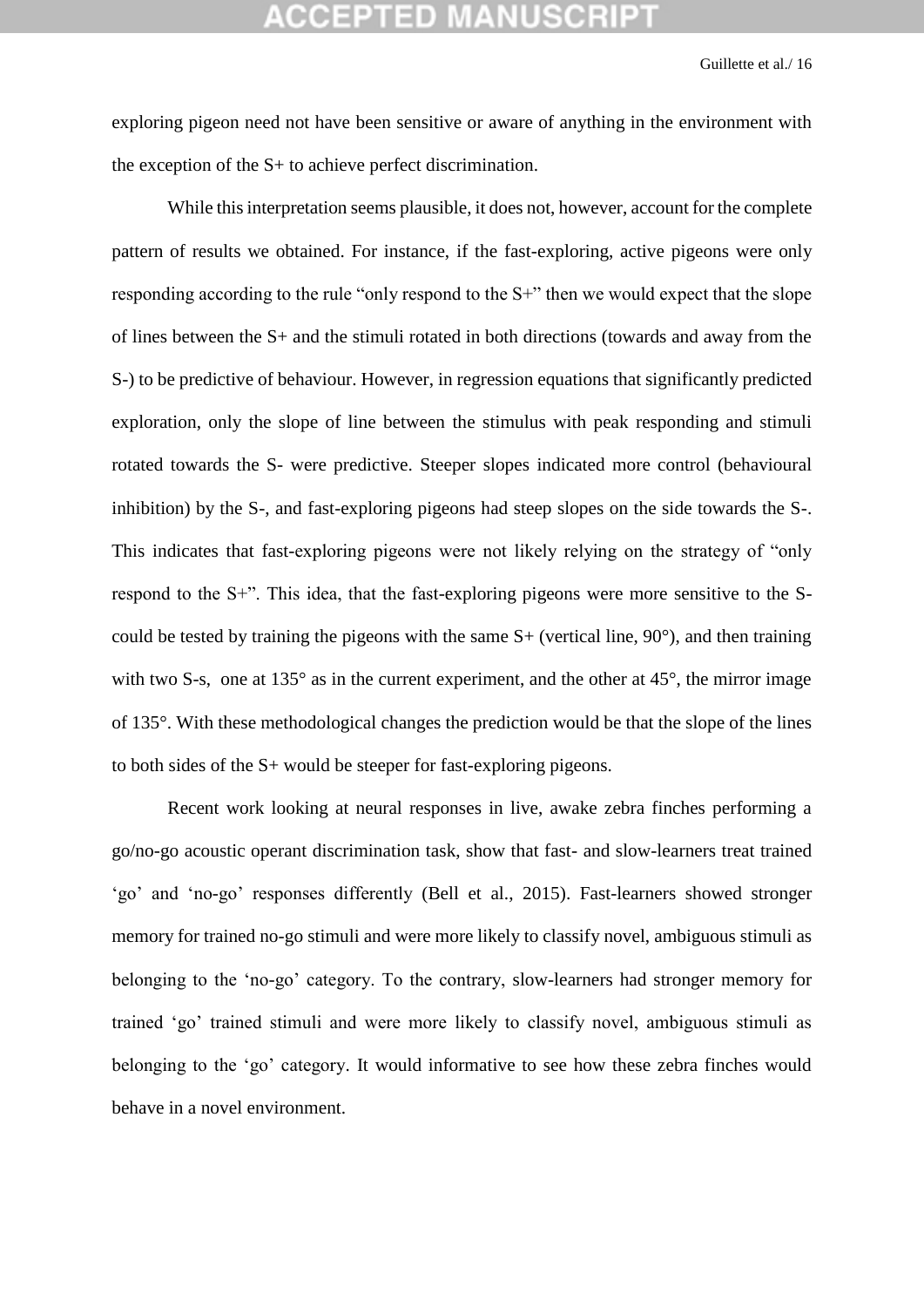exploring pigeon need not have been sensitive or aware of anything in the environment with the exception of the S+ to achieve perfect discrimination.

While this interpretation seems plausible, it does not, however, account for the complete pattern of results we obtained. For instance, if the fast-exploring, active pigeons were only responding according to the rule "only respond to the S+" then we would expect that the slope of lines between the S+ and the stimuli rotated in both directions (towards and away from the S-) to be predictive of behaviour. However, in regression equations that significantly predicted exploration, only the slope of line between the stimulus with peak responding and stimuli rotated towards the S- were predictive. Steeper slopes indicated more control (behavioural inhibition) by the S-, and fast-exploring pigeons had steep slopes on the side towards the S-. This indicates that fast-exploring pigeons were not likely relying on the strategy of "only respond to the S+". This idea, that the fast-exploring pigeons were more sensitive to the S- could be tested by training the pigeons with the same S+ (vertical line, 90°), and then training with two S-s, one at 135° as in the current experiment, and the other at 45°, the mirror image of 135°. With these methodological changes the prediction would be that the slope of the lines to both sides of the S+ would be steeper for fast-exploring pigeons.

Recent work looking at neural responses in live, awake zebra finches performing a go/no-go acoustic operant discrimination task, show that fast- and slow-learners treat trained 'go' and 'no-go' responses differently (Bell et al., 2015). Fast-learners showed stronger memory for trained no-go stimuli and were more likely to classify novel, ambiguous stimuli as belonging to the 'no-go' category. To the contrary, slow-learners had stronger memory for trained 'go' trained stimuli and were more likely to classify novel, ambiguous stimuli as belonging to the 'go' category. It would informative to see how these zebra finches would behave in a novel environment.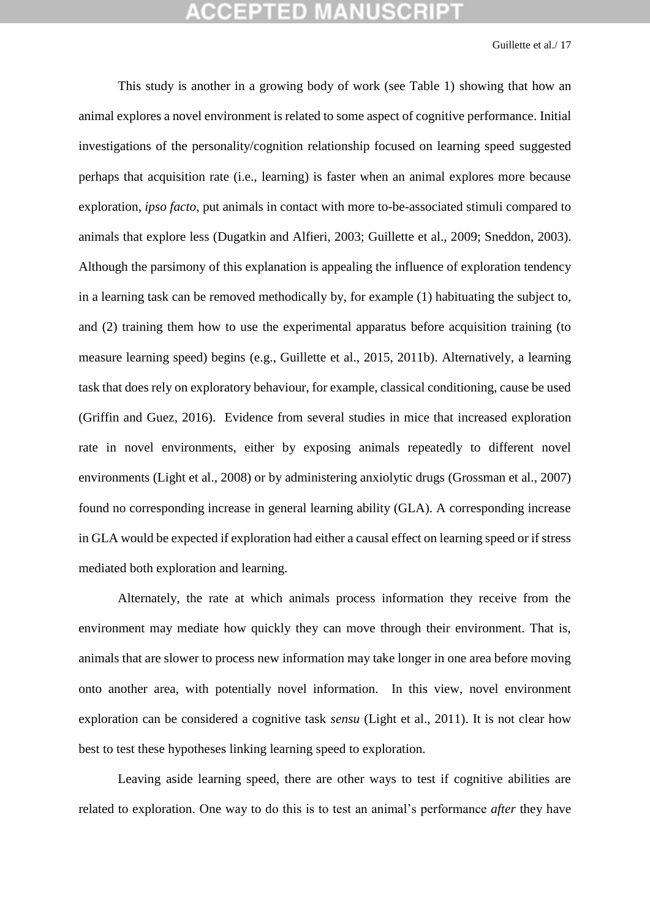This study is another in a growing body of work (see Table 1) showing that how an animal explores a novel environment is related to some aspect of cognitive performance. Initial investigations of the personality/cognition relationship focused on learning speed suggested perhaps that acquisition rate (i.e., learning) is faster when an animal explores more because exploration, *ipso facto*, put animals in contact with more to-be-associated stimuli compared to animals that explore less (Dugatkin and Alfieri, 2003; Guillette et al., 2009; Sneddon, 2003). Although the parsimony of this explanation is appealing the influence of exploration tendency in a learning task can be removed methodically by, for example (1) habituating the subject to, and (2) training them how to use the experimental apparatus before acquisition training (to measure learning speed) begins (e.g., Guillette et al., 2015, 2011b). Alternatively, a learning task that does rely on exploratory behaviour, for example, classical conditioning, cause be used (Griffin and Guez, 2016). Evidence from several studies in mice that increased exploration rate in novel environments, either by exposing animals repeatedly to different novel environments (Light et al., 2008) or by administering anxiolytic drugs (Grossman et al., 2007) found no corresponding increase in general learning ability (GLA). A corresponding increase in GLA would be expected if exploration had either a causal effect on learning speed or if stress mediated both exploration and learning.

Alternately, the rate at which animals process information they receive from the environment may mediate how quickly they can move through their environment. That is, animals that are slower to process new information may take longer in one area before moving onto another area, with potentially novel information. In this view, novel environment exploration can be considered a cognitive task *sensu* (Light et al., 2011). It is not clear how best to test these hypotheses linking learning speed to exploration.

Leaving aside learning speed, there are other ways to test if cognitive abilities are related to exploration. One way to do this is to test an animal's performance *after* they have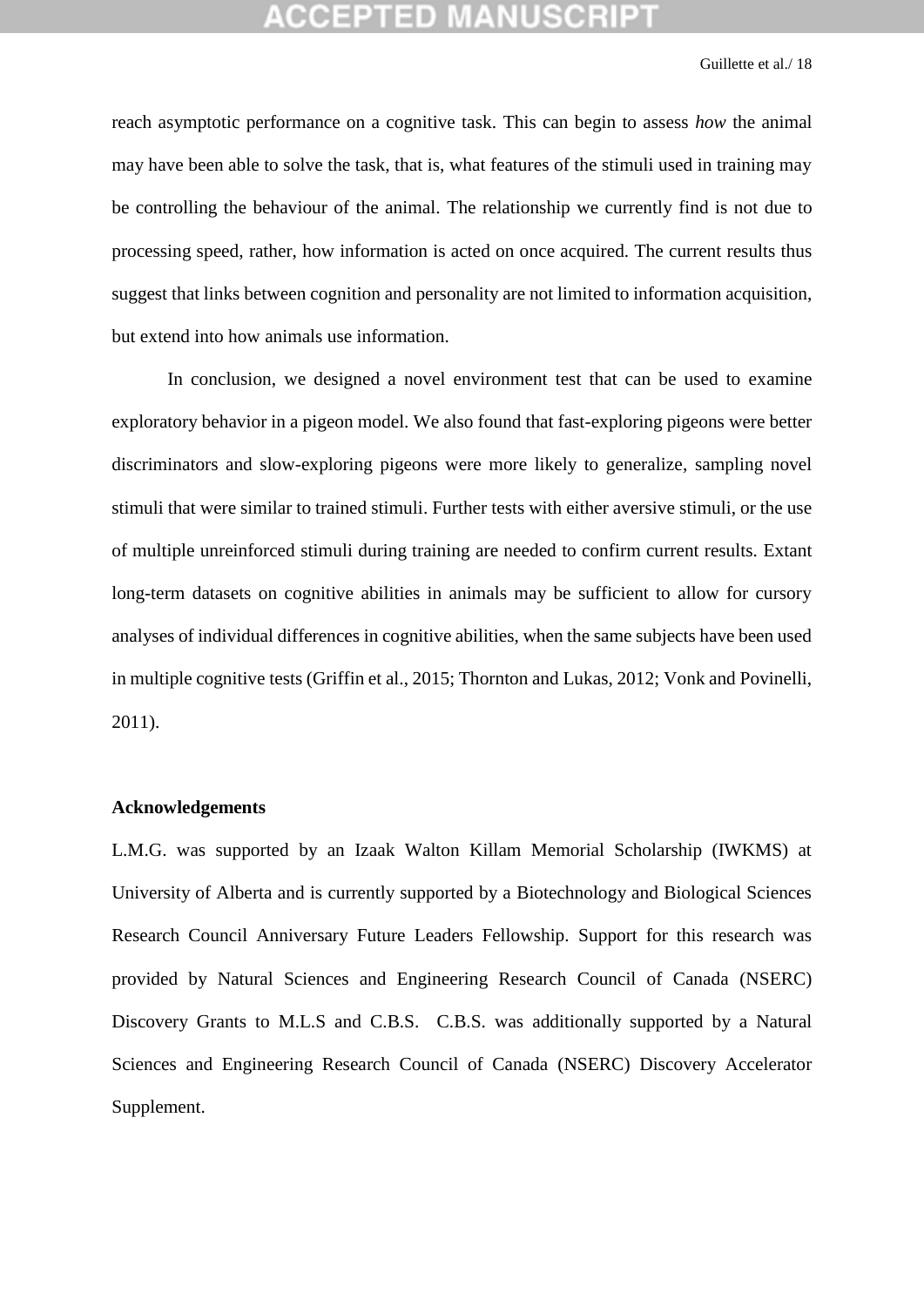reach asymptotic performance on a cognitive task. This can begin to assess *how* the animal may have been able to solve the task, that is, what features of the stimuli used in training may be controlling the behaviour of the animal. The relationship we currently find is not due to processing speed, rather, how information is acted on once acquired. The current results thus suggest that links between cognition and personality are not limited to information acquisition, but extend into how animals use information.

In conclusion, we designed a novel environment test that can be used to examine exploratory behavior in a pigeon model. We also found that fast-exploring pigeons were better discriminators and slow-exploring pigeons were more likely to generalize, sampling novel stimuli that were similar to trained stimuli. Further tests with either aversive stimuli, or the use of multiple unreinforced stimuli during training are needed to confirm current results. Extant long-term datasets on cognitive abilities in animals may be sufficient to allow for cursory analyses of individual differences in cognitive abilities, when the same subjects have been used in multiple cognitive tests (Griffin et al., 2015; Thornton and Lukas, 2012; Vonk and Povinelli, 2011).

**Acknowledgements**

L.M.G. was supported by an Izaak Walton Killam Memorial Scholarship (IWKMS) at University of Alberta and is currently supported by a Biotechnology and Biological Sciences Research Council Anniversary Future Leaders Fellowship. Support for this research was provided by Natural Sciences and Engineering Research Council of Canada (NSERC) Discovery Grants to M.L.S and C.B.S. C.B.S. was additionally supported by a Natural Sciences and Engineering Research Council of Canada (NSERC) Discovery Accelerator Supplement.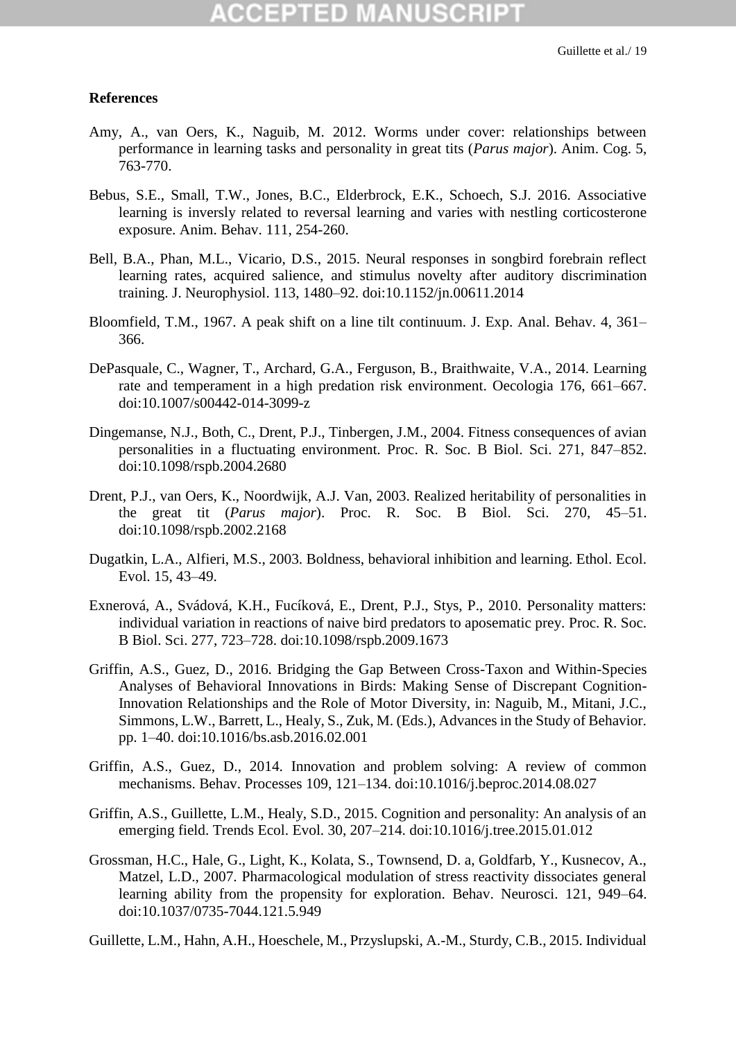## References

Amy, A., van Oers, K., Naguib, M. 2012. Worms under cover: relationships between performance in learning tasks and personality in great tits (*Parus major*). Anim. Cog. 5, 763-770.

Bebus, S.E., Small, T.W., Jones, B.C., Elderbrock, E.K., Schoech, S.J. 2016. Associative learning is inversly related to reversal learning and varies with nestling corticosterone exposure. Anim. Behav. 111, 254-260.

Bell, B.A., Phan, M.L., Vicario, D.S., 2015. Neural responses in songbird forebrain reflect learning rates, acquired salience, and stimulus novelty after auditory discrimination training. J. Neurophysiol. 113, 1480–92. doi:10.1152/jn.00611.2014

Bloomfield, T.M., 1967. A peak shift on a line tilt continuum. J. Exp. Anal. Behav. 4, 361–366.

DePasquale, C., Wagner, T., Archard, G.A., Ferguson, B., Braithwaite, V.A., 2014. Learning rate and temperament in a high predation risk environment. Oecologia 176, 661–667. doi:10.1007/s00442-014-3099-z

Dingemanse, N.J., Both, C., Drent, P.J., Tinbergen, J.M., 2004. Fitness consequences of avian personalities in a fluctuating environment. Proc. R. Soc. B Biol. Sci. 271, 847–852. doi:10.1098/rspb.2004.2680

Drent, P.J., van Oers, K., Noordwijk, A.J. Van, 2003. Realized heritability of personalities in the great tit (*Parus major*). Proc. R. Soc. B Biol. Sci. 270, 45–51. doi:10.1098/rspb.2002.2168

Dugatkin, L.A., Alfieri, M.S., 2003. Boldness, behavioral inhibition and learning. Ethol. Ecol. Evol. 15, 43–49.

Exnerová, A., Svádová, K.H., Fucíková, E., Drent, P.J., Stys, P., 2010. Personality matters: individual variation in reactions of naive bird predators to aposematic prey. Proc. R. Soc. B Biol. Sci. 277, 723–728. doi:10.1098/rspb.2009.1673

Griffin, A.S., Guez, D., 2016. Bridging the Gap Between Cross-Taxon and Within-Species Analyses of Behavioral Innovations in Birds: Making Sense of Discrepant Cognition-Innovation Relationships and the Role of Motor Diversity, in: Naguib, M., Mitani, J.C., Simmons, L.W., Barrett, L., Healy, S., Zuk, M. (Eds.), Advances in the Study of Behavior. pp. 1–40. doi:10.1016/bs.asb.2016.02.001

Griffin, A.S., Guez, D., 2014. Innovation and problem solving: A review of common mechanisms. Behav. Processes 109, 121–134. doi:10.1016/j.beproc.2014.08.027

Griffin, A.S., Guillette, L.M., Healy, S.D., 2015. Cognition and personality: An analysis of an emerging field. Trends Ecol. Evol. 30, 207–214. doi:10.1016/j.tree.2015.01.012

Grossman, H.C., Hale, G., Light, K., Kolata, S., Townsend, D. a, Goldfarb, Y., Kusnecov, A., Matzel, L.D., 2007. Pharmacological modulation of stress reactivity dissociates general learning ability from the propensity for exploration. Behav. Neurosci. 121, 949–64. doi:10.1037/0735-7044.121.5.949

Guillette, L.M., Hahn, A.H., Hoeschele, M., Przyslupski, A.-M., Sturdy, C.B., 2015. Individual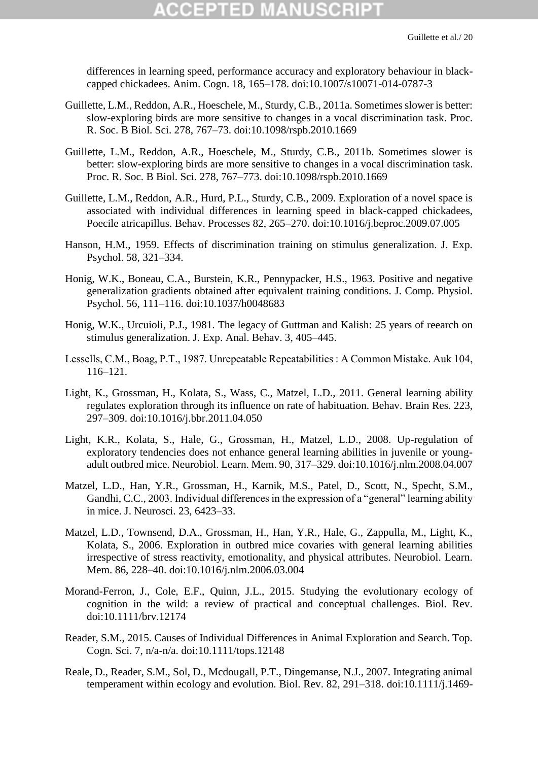differences in learning speed, performance accuracy and exploratory behaviour in black-capped chickadees. Anim. Cogn. 18, 165–178. doi:10.1007/s10071-014-0787-3

Guillette, L.M., Reddon, A.R., Hoeschele, M., Sturdy, C.B., 2011a. Sometimes slower is better: slow-exploring birds are more sensitive to changes in a vocal discrimination task. Proc. R. Soc. B Biol. Sci. 278, 767–73. doi:10.1098/rspb.2010.1669

Guillette, L.M., Reddon, A.R., Hoeschele, M., Sturdy, C.B., 2011b. Sometimes slower is better: slow-exploring birds are more sensitive to changes in a vocal discrimination task. Proc. R. Soc. B Biol. Sci. 278, 767–773. doi:10.1098/rspb.2010.1669

Guillette, L.M., Reddon, A.R., Hurd, P.L., Sturdy, C.B., 2009. Exploration of a novel space is associated with individual differences in learning speed in black-capped chickadees, Poecile atricapillus. Behav. Processes 82, 265–270. doi:10.1016/j.beproc.2009.07.005

Hanson, H.M., 1959. Effects of discrimination training on stimulus generalization. J. Exp. Psychol. 58, 321–334.

Honig, W.K., Boneau, C.A., Burstein, K.R., Pennypacker, H.S., 1963. Positive and negative generalization gradients obtained after equivalent training conditions. J. Comp. Physiol. Psychol. 56, 111–116. doi:10.1037/h0048683

Honig, W.K., Urcuioli, P.J., 1981. The legacy of Guttman and Kalish: 25 years of reearch on stimulus generalization. J. Exp. Anal. Behav. 3, 405–445.

Lessells, C.M., Boag, P.T., 1987. Unrepeatable Repeatabilities : A Common Mistake. Auk 104, 116–121.

Light, K., Grossman, H., Kolata, S., Wass, C., Matzel, L.D., 2011. General learning ability regulates exploration through its influence on rate of habituation. Behav. Brain Res. 223, 297–309. doi:10.1016/j.bbr.2011.04.050

Light, K.R., Kolata, S., Hale, G., Grossman, H., Matzel, L.D., 2008. Up-regulation of exploratory tendencies does not enhance general learning abilities in juvenile or young-adult outbred mice. Neurobiol. Learn. Mem. 90, 317–329. doi:10.1016/j.nlm.2008.04.007

Matzel, L.D., Han, Y.R., Grossman, H., Karnik, M.S., Patel, D., Scott, N., Specht, S.M., Gandhi, C.C., 2003. Individual differences in the expression of a "general" learning ability in mice. J. Neurosci. 23, 6423–33.

Matzel, L.D., Townsend, D.A., Grossman, H., Han, Y.R., Hale, G., Zappulla, M., Light, K., Kolata, S., 2006. Exploration in outbred mice covaries with general learning abilities irrespective of stress reactivity, emotionality, and physical attributes. Neurobiol. Learn. Mem. 86, 228–40. doi:10.1016/j.nlm.2006.03.004

Morand-Ferron, J., Cole, E.F., Quinn, J.L., 2015. Studying the evolutionary ecology of cognition in the wild: a review of practical and conceptual challenges. Biol. Rev. doi:10.1111/brv.12174

Reader, S.M., 2015. Causes of Individual Differences in Animal Exploration and Search. Top. Cogn. Sci. 7, n/a-n/a. doi:10.1111/tops.12148

Reale, D., Reader, S.M., Sol, D., Mcdougall, P.T., Dingemanse, N.J., 2007. Integrating animal temperament within ecology and evolution. Biol. Rev. 82, 291–318. doi:10.1111/j.1469-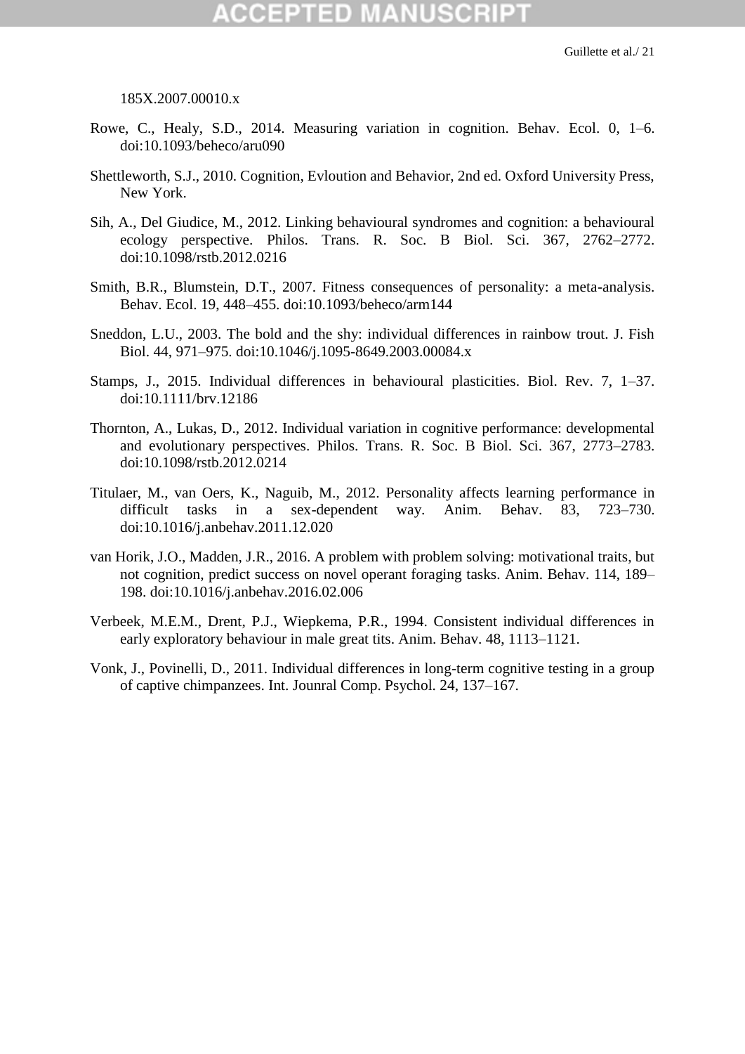185X.2007.00010.x

Rowe, C., Healy, S.D., 2014. Measuring variation in cognition. Behav. Ecol. 0, 1–6. doi:10.1093/beheco/aru090

Shettleworth, S.J., 2010. Cognition, Evloution and Behavior, 2nd ed. Oxford University Press, New York.

Sih, A., Del Giudice, M., 2012. Linking behavioural syndromes and cognition: a behavioural ecology perspective. Philos. Trans. R. Soc. B Biol. Sci. 367, 2762–2772. doi:10.1098/rstb.2012.0216

Smith, B.R., Blumstein, D.T., 2007. Fitness consequences of personality: a meta-analysis. Behav. Ecol. 19, 448–455. doi:10.1093/beheco/arm144

Sneddon, L.U., 2003. The bold and the shy: individual differences in rainbow trout. J. Fish Biol. 44, 971–975. doi:10.1046/j.1095-8649.2003.00084.x

Stamps, J., 2015. Individual differences in behavioural plasticities. Biol. Rev. 7, 1–37. doi:10.1111/brv.12186

Thornton, A., Lukas, D., 2012. Individual variation in cognitive performance: developmental and evolutionary perspectives. Philos. Trans. R. Soc. B Biol. Sci. 367, 2773–2783. doi:10.1098/rstb.2012.0214

Titulaer, M., van Oers, K., Naguib, M., 2012. Personality affects learning performance in difficult tasks in a sex-dependent way. Anim. Behav. 83, 723–730. doi:10.1016/j.anbehav.2011.12.020

van Horik, J.O., Madden, J.R., 2016. A problem with problem solving: motivational traits, but not cognition, predict success on novel operant foraging tasks. Anim. Behav. 114, 189–198. doi:10.1016/j.anbehav.2016.02.006

Verbeek, M.E.M., Drent, P.J., Wiepkema, P.R., 1994. Consistent individual differences in early exploratory behaviour in male great tits. Anim. Behav. 48, 1113–1121.

Vonk, J., Povinelli, D., 2011. Individual differences in long-term cognitive testing in a group of captive chimpanzees. Int. Jounral Comp. Psychol. 24, 137–167.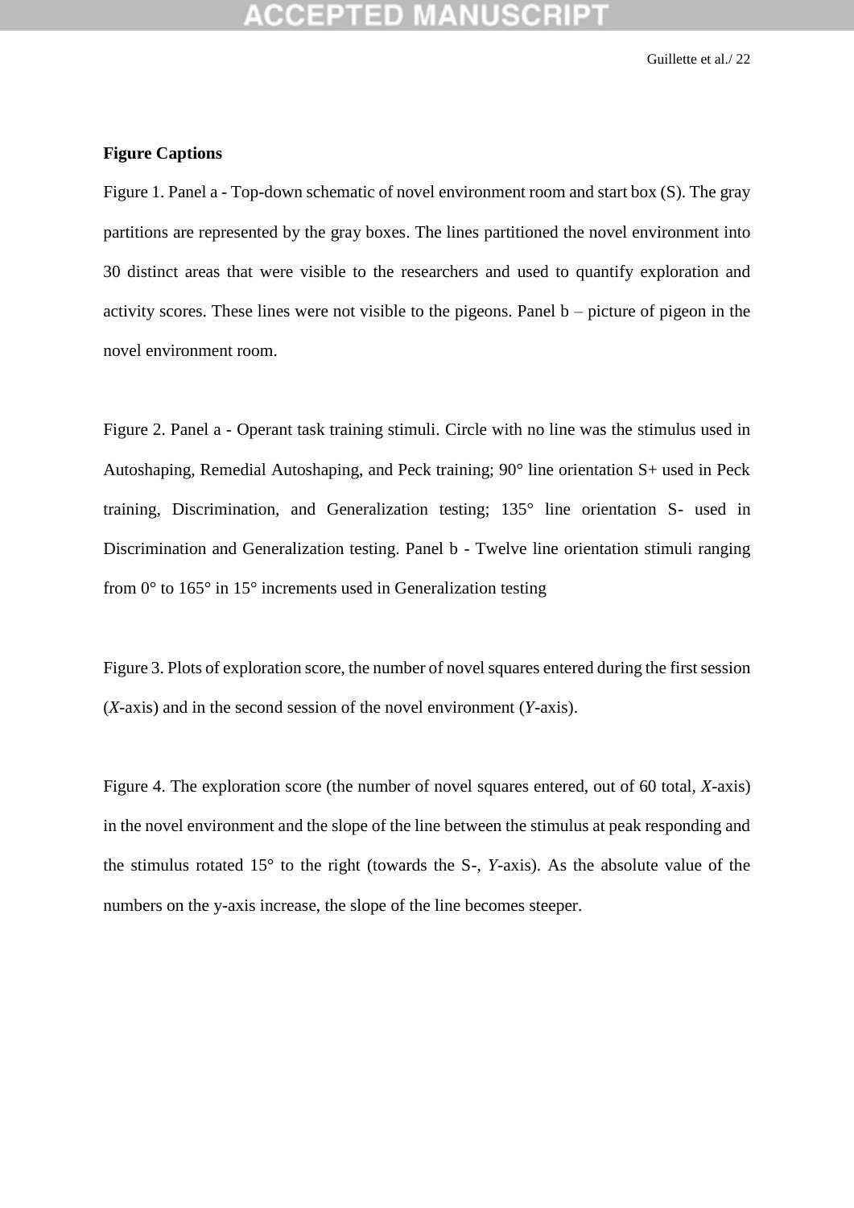**Figure Captions**

Figure 1. Panel a - Top-down schematic of novel environment room and start box (S). The gray partitions are represented by the gray boxes. The lines partitioned the novel environment into 30 distinct areas that were visible to the researchers and used to quantify exploration and activity scores. These lines were not visible to the pigeons. Panel b – picture of pigeon in the novel environment room.

Figure 2. Panel a - Operant task training stimuli. Circle with no line was the stimulus used in Autoshaping, Remedial Autoshaping, and Peck training; 90° line orientation S+ used in Peck training, Discrimination, and Generalization testing; 135° line orientation S- used in Discrimination and Generalization testing. Panel b - Twelve line orientation stimuli ranging from 0° to 165° in 15° increments used in Generalization testing

Figure 3. Plots of exploration score, the number of novel squares entered during the first session (*X*-axis) and in the second session of the novel environment (*Y*-axis).

Figure 4. The exploration score (the number of novel squares entered, out of 60 total, *X*-axis) in the novel environment and the slope of the line between the stimulus at peak responding and the stimulus rotated 15° to the right (towards the S-, *Y*-axis). As the absolute value of the numbers on the y-axis increase, the slope of the line becomes steeper.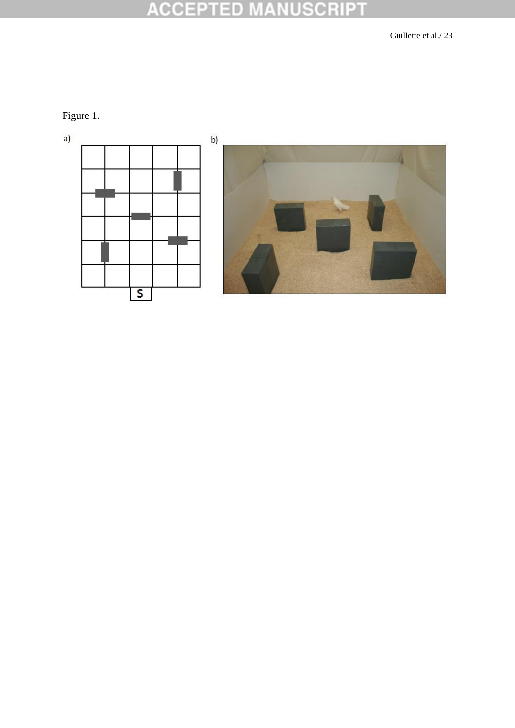Figure 1.

a)

b)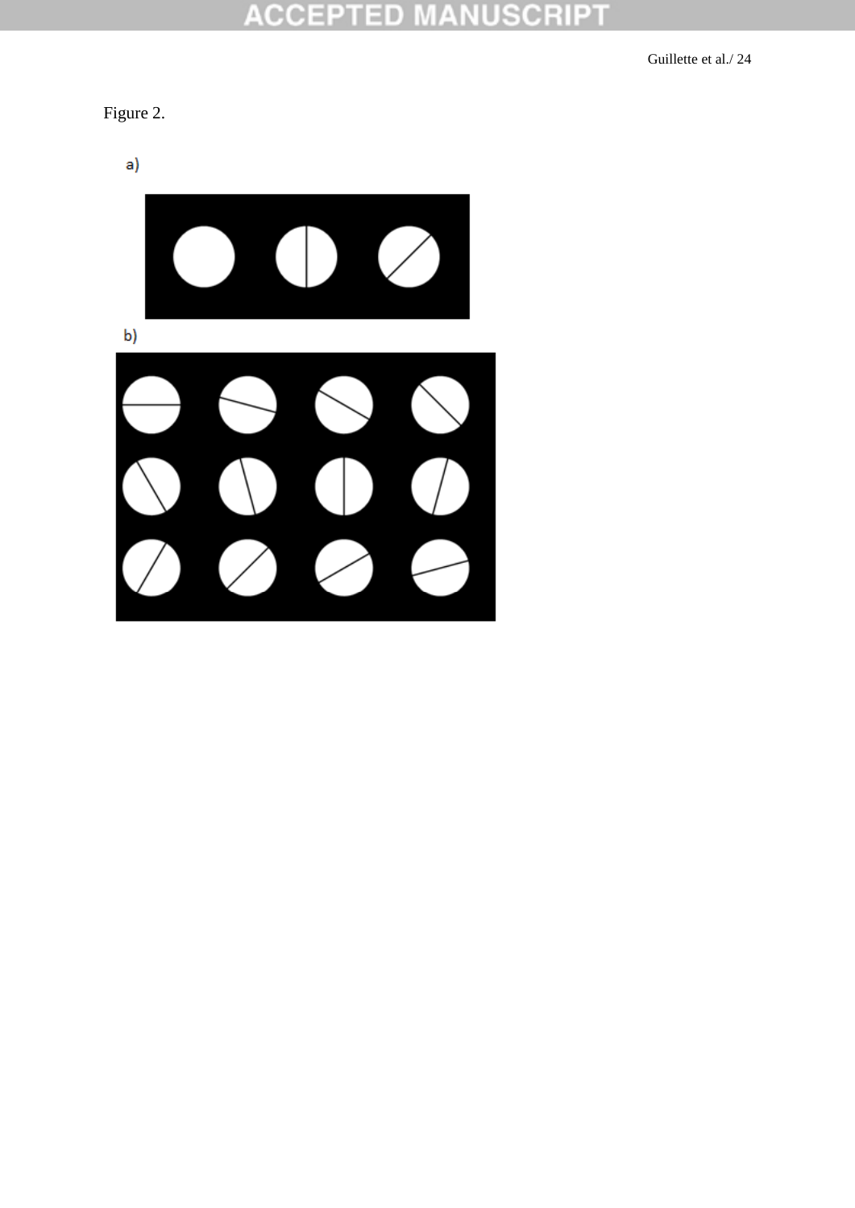Figure 2.

a)

b)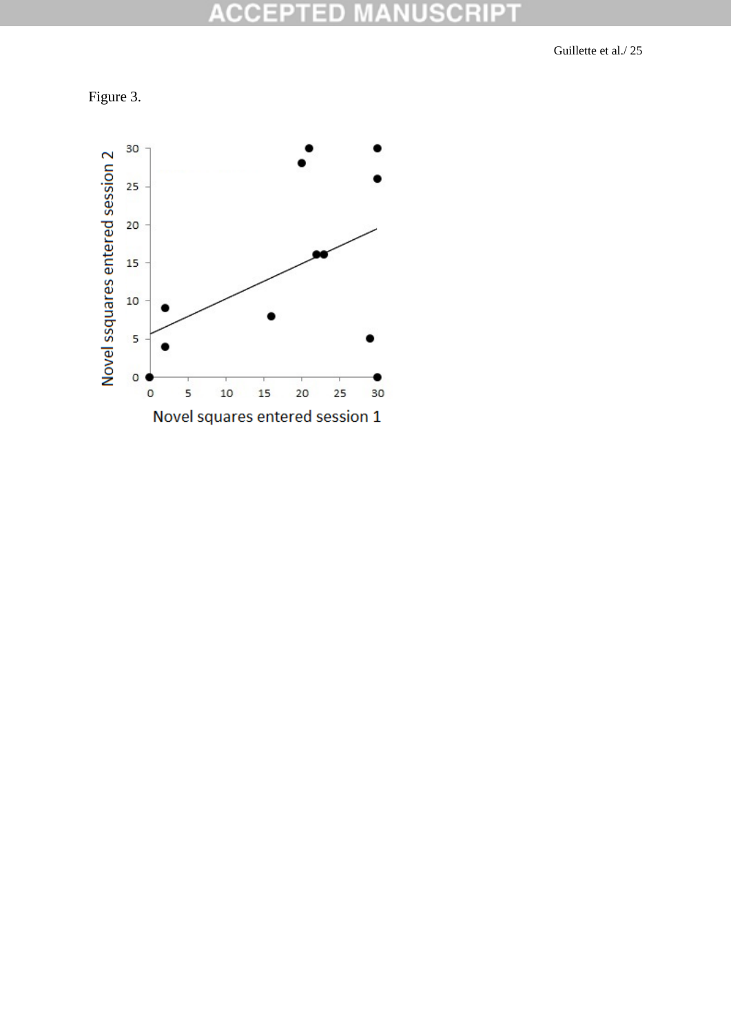Figure 3.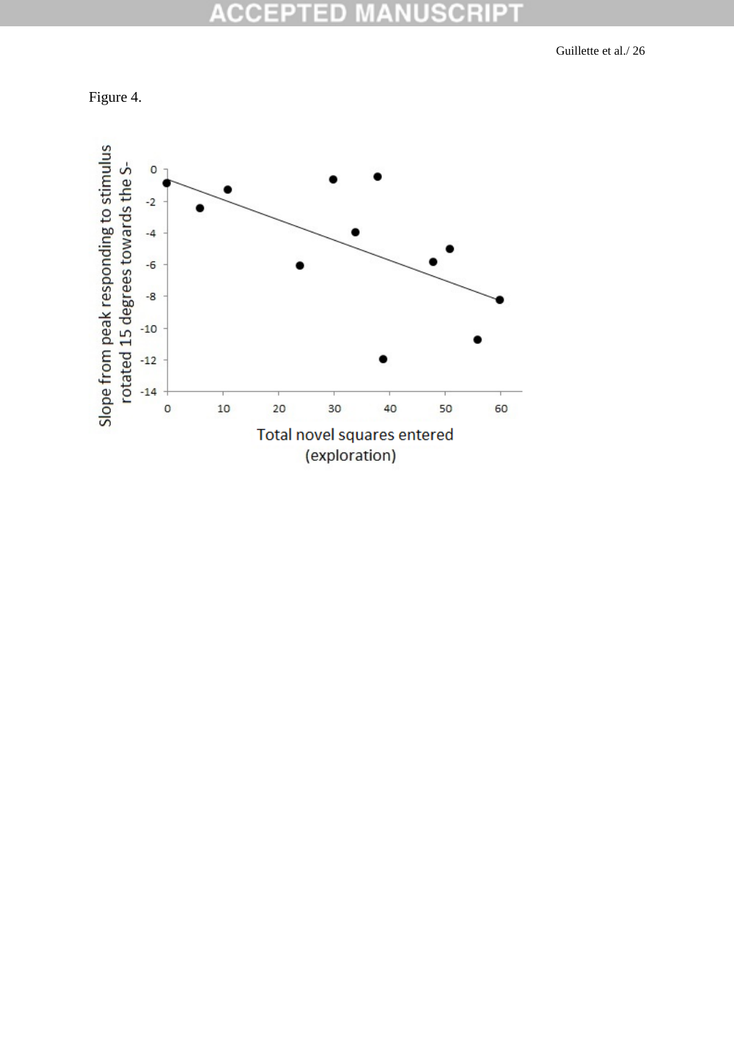Figure 4.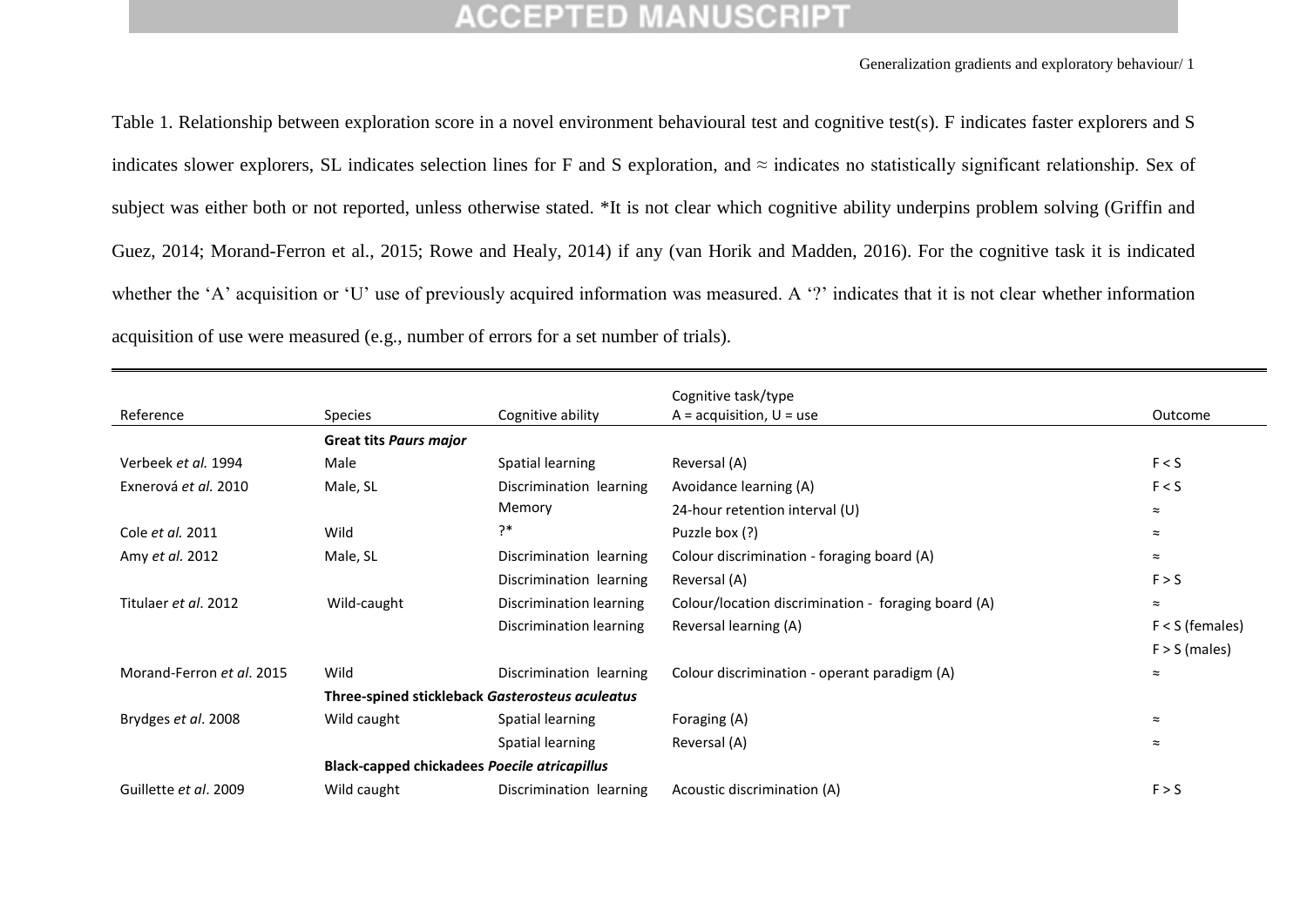Table 1. Relationship between exploration score in a novel environment behavioural test and cognitive test(s). F indicates faster explorers and S indicates slower explorers, SL indicates selection lines for F and S exploration, and ≈ indicates no statistically significant relationship. Sex of subject was either both or not reported, unless otherwise stated. *It is not clear which cognitive ability underpins problem solving (Griffin and Guez, 2014; Morand-Ferron et al., 2015; Rowe and Healy, 2014) if any (van Horik and Madden, 2016). For the cognitive task it is indicated whether the 'A' acquisition or 'U' use of previously acquired information was measured. A '?' indicates that it is not clear whether information acquisition of use were measured (e.g., number of errors for a set number of trials).

| Reference | Species | Cognitive ability | Cognitive task/type<br>A = acquisition, U = use | Outcome |
|---|---|---|---|---|
| | **Great tits *Paurs major*** | | | |
| Verbeek *et al.* 1994 | Male | Spatial learning | Reversal (A) | F < S |
| Exnerová *et al.* 2010 | Male, SL | Discrimination learning | Avoidance learning (A) | F < S |
| | | Memory | 24-hour retention interval (U) | ≈ |
| Cole *et al.* 2011 | Wild | ?* | Puzzle box (?) | ≈ |
| Amy *et al.* 2012 | Male, SL | Discrimination learning | Colour discrimination - foraging board (A) | ≈ |
| | | Discrimination learning | Reversal (A) | F > S |
| Titulaer *et al*. 2012 | Wild-caught | Discrimination learning | Colour/location discrimination - foraging board (A) | ≈ |
| | | Discrimination learning | Reversal learning (A) | F < S (females)<br>F > S (males) |
| Morand-Ferron *et al*. 2015 | Wild | Discrimination learning | Colour discrimination - operant paradigm (A) | ≈ |
| | **Three-spined stickleback *Gasterosteus aculeatus*** | | | |
| Brydges *et al*. 2008 | Wild caught | Spatial learning | Foraging (A) | ≈ |
| | | Spatial learning | Reversal (A) | ≈ |
| | **Black-capped chickadees *Poecile atricapillus*** | | | |
| Guillette *et al*. 2009 | Wild caught | Discrimination learning | Acoustic discrimination (A) | F > S |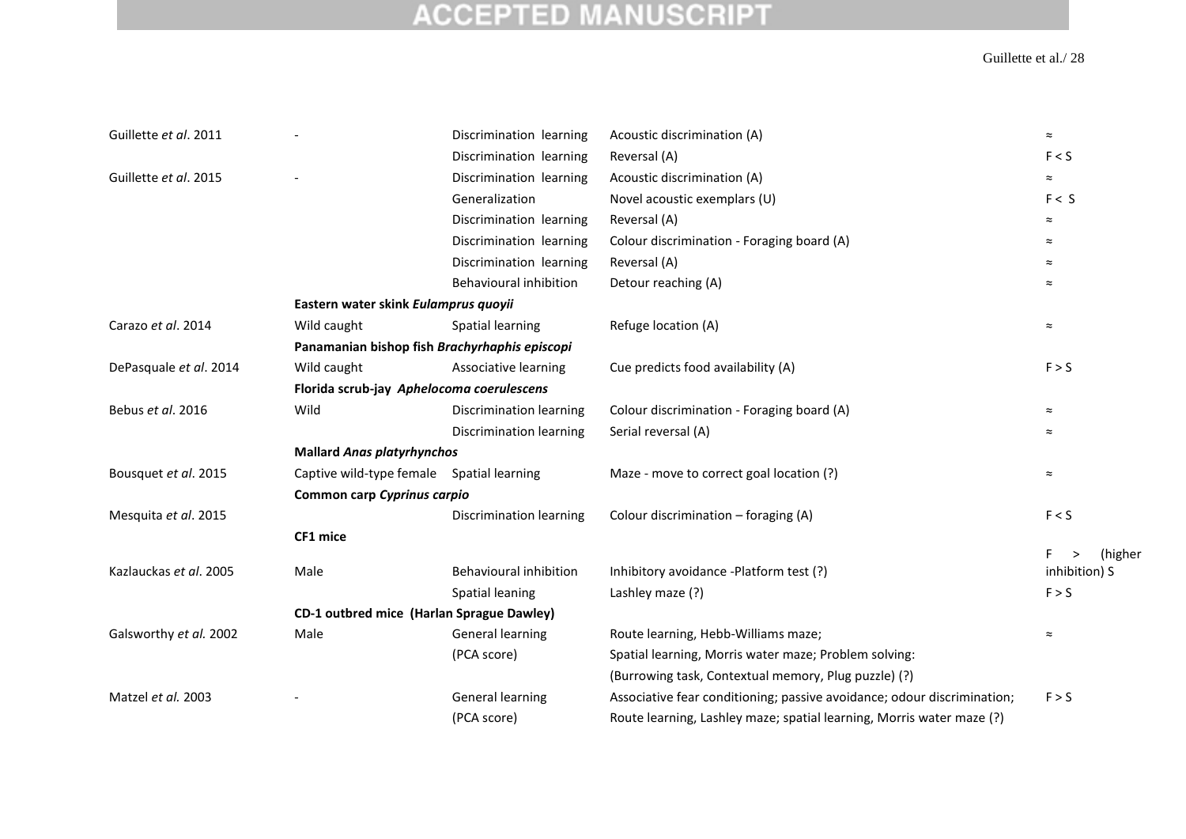| | | | | |
|---|---|---|---|---|
| Guillette *et al*. 2011 | - | Discrimination learning | Acoustic discrimination (A) | ≈ |
| | | Discrimination learning | Reversal (A) | F < S |
| Guillette *et al*. 2015 | - | Discrimination learning | Acoustic discrimination (A) | ≈ |
| | | Generalization | Novel acoustic exemplars (U) | F < S |
| | | Discrimination learning | Reversal (A) | ≈ |
| | | Discrimination learning | Colour discrimination - Foraging board (A) | ≈ |
| | | Discrimination learning | Reversal (A) | ≈ |
| | | Behavioural inhibition | Detour reaching (A) | ≈ |
| | **Eastern water skink *Eulamprus quoyii*** | | | |
| Carazo *et al*. 2014 | Wild caught | Spatial learning | Refuge location (A) | ≈ |
| | **Panamanian bishop fish *Brachyrhaphis episcopi*** | | | |
| DePasquale *et al*. 2014 | Wild caught | Associative learning | Cue predicts food availability (A) | F > S |
| | **Florida scrub-jay *Aphelocoma coerulescens*** | | | |
| Bebus *et al*. 2016 | Wild | Discrimination learning | Colour discrimination - Foraging board (A) | ≈ |
| | | Discrimination learning | Serial reversal (A) | ≈ |
| | **Mallard *Anas platyrhynchos*** | | | |
| Bousquet *et al*. 2015 | Captive wild-type female | Spatial learning | Maze - move to correct goal location (?) | ≈ |
| | **Common carp *Cyprinus carpio*** | | | |
| Mesquita *et al*. 2015 | | Discrimination learning | Colour discrimination – foraging (A) | F < S |
| | **CF1 mice** | | | |
| Kazlauckas *et al*. 2005 | Male | Behavioural inhibition | Inhibitory avoidance -Platform test (?) | F > (higher inhibition) S |
| | | Spatial leaning | Lashley maze (?) | F > S |
| | **CD-1 outbred mice (Harlan Sprague Dawley)** | | | |
| Galsworthy *et al.* 2002 | Male | General learning (PCA score) | Route learning, Hebb-Williams maze; Spatial learning, Morris water maze; Problem solving: (Burrowing task, Contextual memory, Plug puzzle) (?) | ≈ |
| Matzel *et al.* 2003 | - | General learning (PCA score) | Associative fear conditioning; passive avoidance; odour discrimination; Route learning, Lashley maze; spatial learning, Morris water maze (?) | F > S |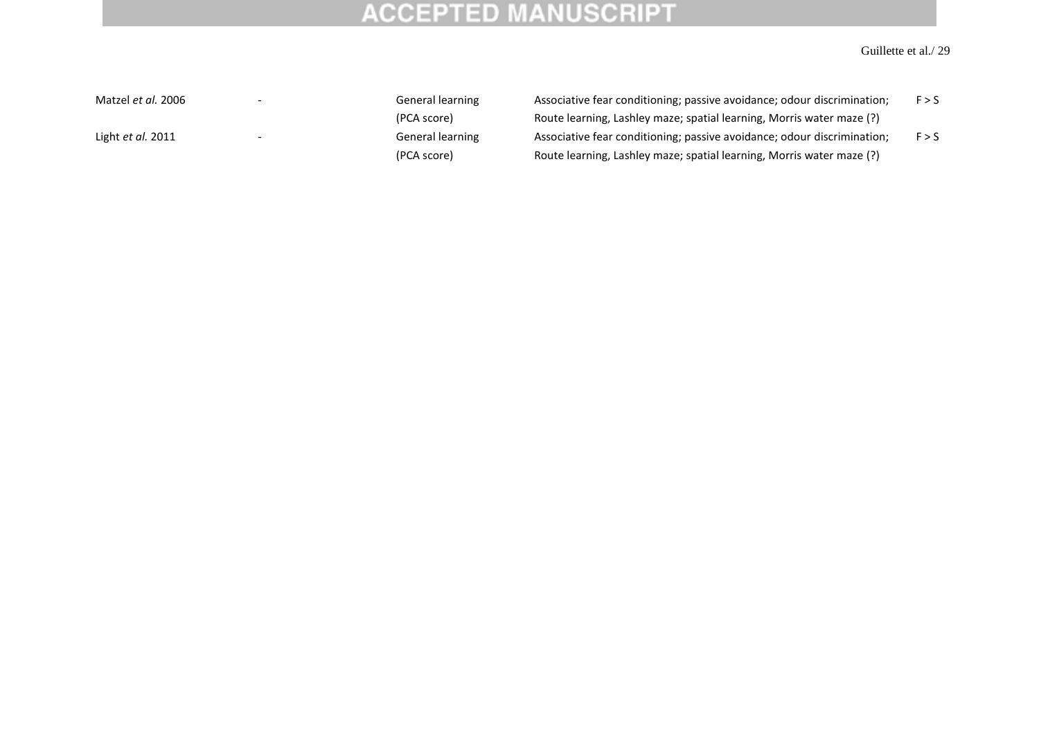| | | | | |
|---|---|---|---|---|
| Matzel *et al.* 2006 | - | General learning (PCA score) | Associative fear conditioning; passive avoidance; odour discrimination; Route learning, Lashley maze; spatial learning, Morris water maze (?) | F > S |
| Light *et al.* 2011 | - | General learning (PCA score) | Associative fear conditioning; passive avoidance; odour discrimination; Route learning, Lashley maze; spatial learning, Morris water maze (?) | F > S |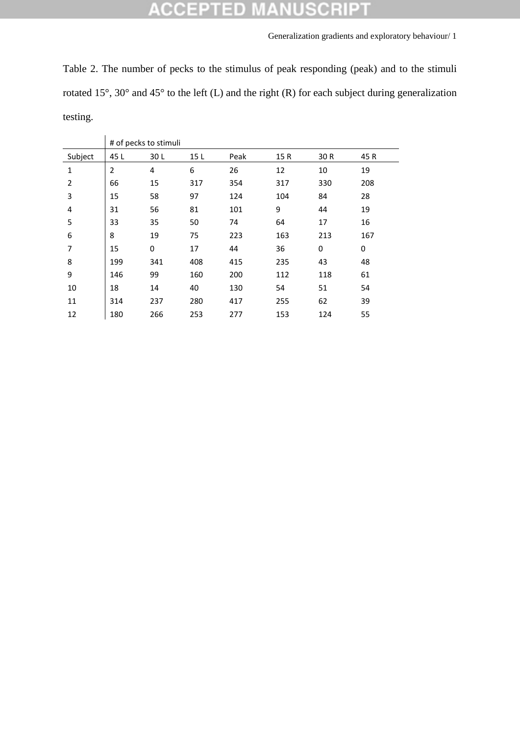Table 2. The number of pecks to the stimulus of peak responding (peak) and to the stimuli rotated 15°, 30° and 45° to the left (L) and the right (R) for each subject during generalization testing.

| | # of pecks to stimuli | | | | | | |
|---|---|---|---|---|---|---|---|
| Subject | 45 L | 30 L | 15 L | Peak | 15 R | 30 R | 45 R |
| 1 | 2 | 4 | 6 | 26 | 12 | 10 | 19 |
| 2 | 66 | 15 | 317 | 354 | 317 | 330 | 208 |
| 3 | 15 | 58 | 97 | 124 | 104 | 84 | 28 |
| 4 | 31 | 56 | 81 | 101 | 9 | 44 | 19 |
| 5 | 33 | 35 | 50 | 74 | 64 | 17 | 16 |
| 6 | 8 | 19 | 75 | 223 | 163 | 213 | 167 |
| 7 | 15 | 0 | 17 | 44 | 36 | 0 | 0 |
| 8 | 199 | 341 | 408 | 415 | 235 | 43 | 48 |
| 9 | 146 | 99 | 160 | 200 | 112 | 118 | 61 |
| 10 | 18 | 14 | 40 | 130 | 54 | 51 | 54 |
| 11 | 314 | 237 | 280 | 417 | 255 | 62 | 39 |
| 12 | 180 | 266 | 253 | 277 | 153 | 124 | 55 |